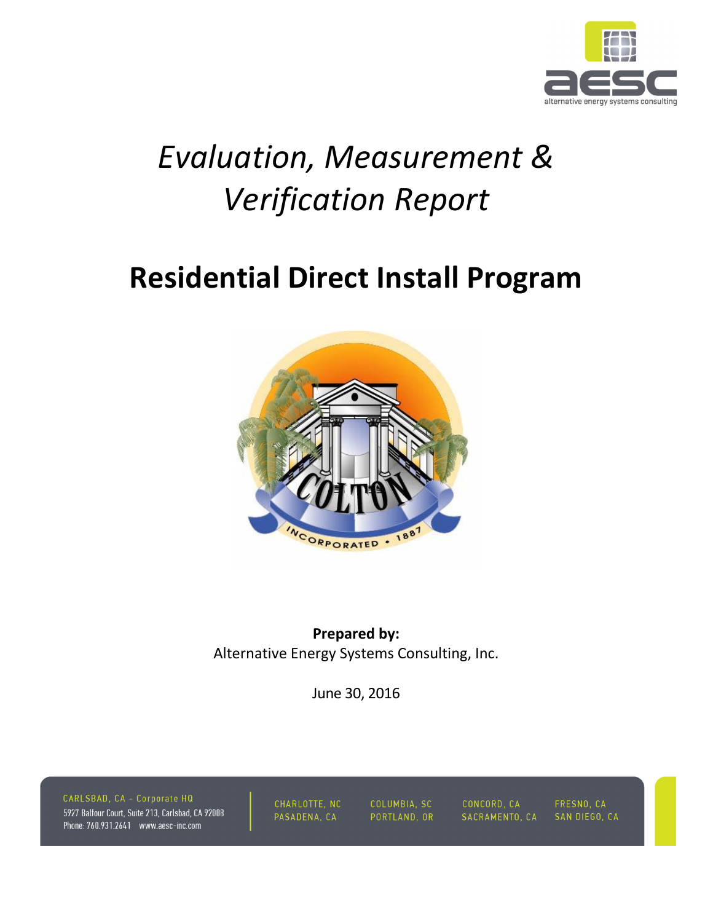# *Evaluation, Measurement & Verification Report*

# Residential Direct Install Program

**Prepared by:**
Alternative Energy Systems Consulting, Inc.

June 30, 2016

CARLSBAD, CA - Corporate HQ
5927 Balfour Court, Suite 213, Carlsbad, CA 92008
Phone: 760.931.2641 www.aesc-inc.com

CHARLOTTE, NC
PASADENA, CA
COLUMBIA, SC
PORTLAND, OR
CONCORD, CA
SACRAMENTO, CA
FRESNO, CA
SAN DIEGO, CA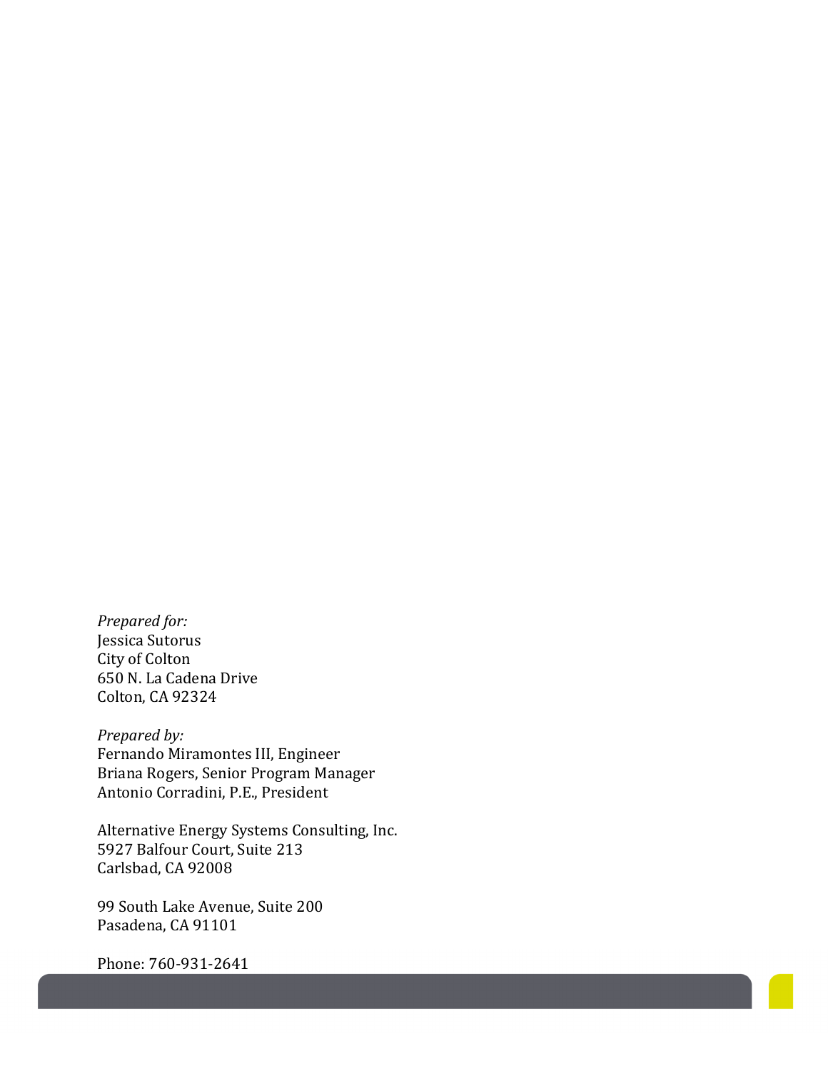*Prepared for:*
Jessica Sutorus
City of Colton
650 N. La Cadena Drive
Colton, CA 92324

*Prepared by:*
Fernando Miramontes III, Engineer
Briana Rogers, Senior Program Manager
Antonio Corradini, P.E., President

Alternative Energy Systems Consulting, Inc.
5927 Balfour Court, Suite 213
Carlsbad, CA 92008

99 South Lake Avenue, Suite 200
Pasadena, CA 91101

Phone: 760-931-2641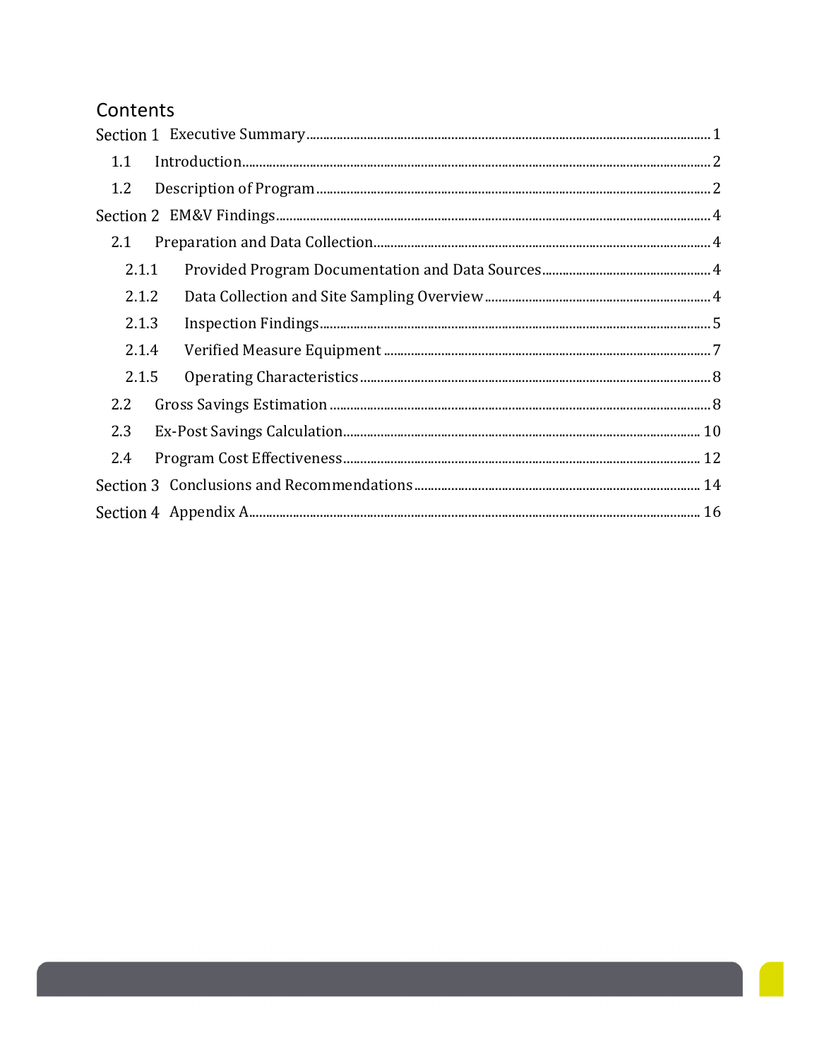# Contents

- Section 1 Executive Summary ... 1
  - 1.1 Introduction ... 2
  - 1.2 Description of Program ... 2
- Section 2 EM&V Findings ... 4
  - 2.1 Preparation and Data Collection ... 4
    - 2.1.1 Provided Program Documentation and Data Sources ... 4
    - 2.1.2 Data Collection and Site Sampling Overview ... 4
    - 2.1.3 Inspection Findings ... 5
    - 2.1.4 Verified Measure Equipment ... 7
    - 2.1.5 Operating Characteristics ... 8
  - 2.2 Gross Savings Estimation ... 8
  - 2.3 Ex-Post Savings Calculation ... 10
  - 2.4 Program Cost Effectiveness ... 12
- Section 3 Conclusions and Recommendations ... 14
- Section 4 Appendix A ... 16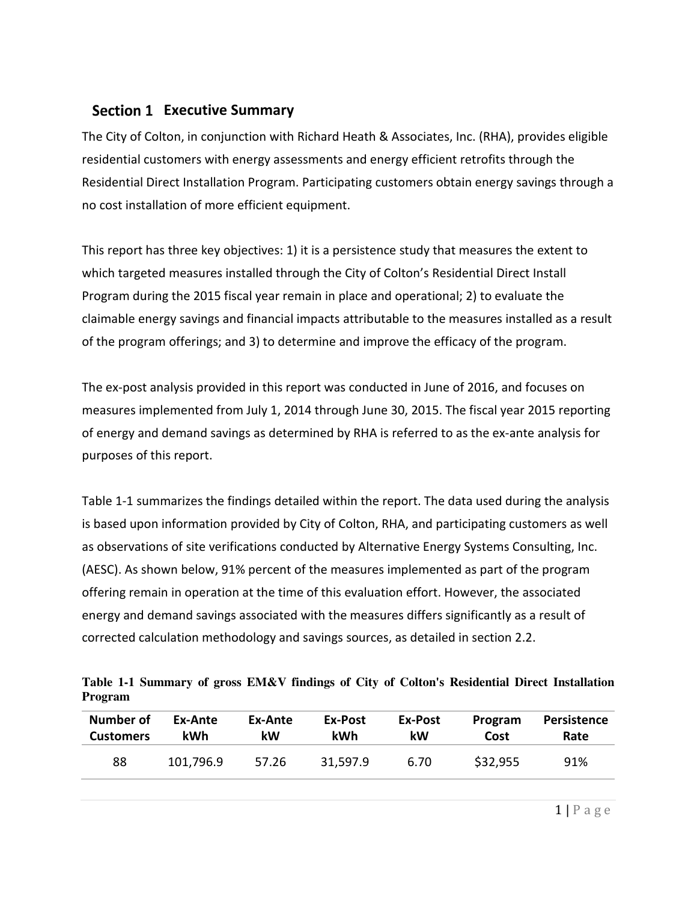# Section 1 Executive Summary

The City of Colton, in conjunction with Richard Heath & Associates, Inc. (RHA), provides eligible residential customers with energy assessments and energy efficient retrofits through the Residential Direct Installation Program. Participating customers obtain energy savings through a no cost installation of more efficient equipment.

This report has three key objectives: 1) it is a persistence study that measures the extent to which targeted measures installed through the City of Colton's Residential Direct Install Program during the 2015 fiscal year remain in place and operational; 2) to evaluate the claimable energy savings and financial impacts attributable to the measures installed as a result of the program offerings; and 3) to determine and improve the efficacy of the program.

The ex-post analysis provided in this report was conducted in June of 2016, and focuses on measures implemented from July 1, 2014 through June 30, 2015. The fiscal year 2015 reporting of energy and demand savings as determined by RHA is referred to as the ex-ante analysis for purposes of this report.

Table 1-1 summarizes the findings detailed within the report. The data used during the analysis is based upon information provided by City of Colton, RHA, and participating customers as well as observations of site verifications conducted by Alternative Energy Systems Consulting, Inc. (AESC). As shown below, 91% percent of the measures implemented as part of the program offering remain in operation at the time of this evaluation effort. However, the associated energy and demand savings associated with the measures differs significantly as a result of corrected calculation methodology and savings sources, as detailed in section 2.2.

**Table 1-1 Summary of gross EM&V findings of City of Colton's Residential Direct Installation Program**

| Number of Customers | Ex-Ante kWh | Ex-Ante kW | Ex-Post kWh | Ex-Post kW | Program Cost | Persistence Rate |
|---|---|---|---|---|---|---|
| 88 | 101,796.9 | 57.26 | 31,597.9 | 6.70 | $32,955 | 91% |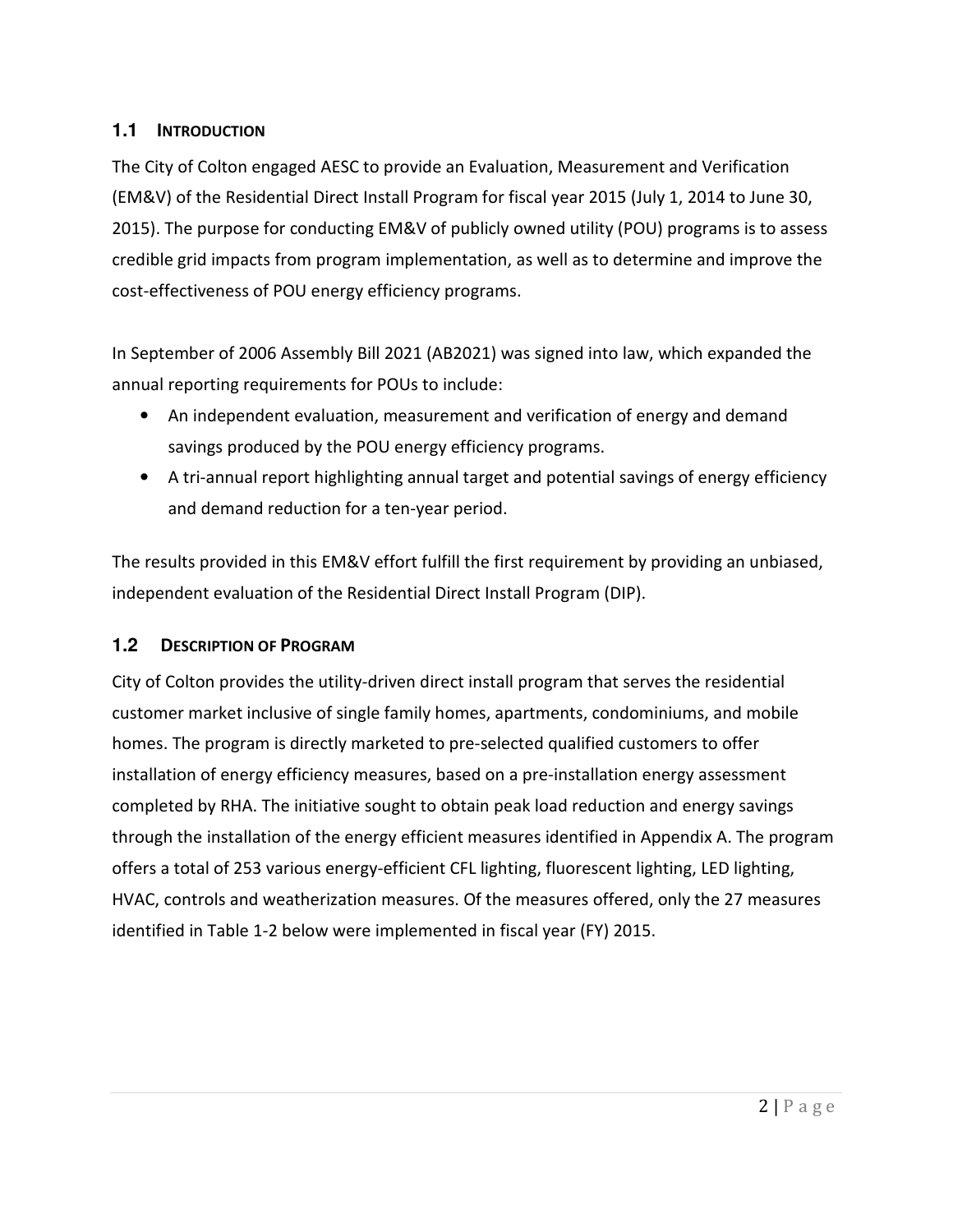## 1.1 INTRODUCTION

The City of Colton engaged AESC to provide an Evaluation, Measurement and Verification (EM&V) of the Residential Direct Install Program for fiscal year 2015 (July 1, 2014 to June 30, 2015). The purpose for conducting EM&V of publicly owned utility (POU) programs is to assess credible grid impacts from program implementation, as well as to determine and improve the cost-effectiveness of POU energy efficiency programs.

In September of 2006 Assembly Bill 2021 (AB2021) was signed into law, which expanded the annual reporting requirements for POUs to include:

- An independent evaluation, measurement and verification of energy and demand savings produced by the POU energy efficiency programs.
- A tri-annual report highlighting annual target and potential savings of energy efficiency and demand reduction for a ten-year period.

The results provided in this EM&V effort fulfill the first requirement by providing an unbiased, independent evaluation of the Residential Direct Install Program (DIP).

## 1.2 DESCRIPTION OF PROGRAM

City of Colton provides the utility-driven direct install program that serves the residential customer market inclusive of single family homes, apartments, condominiums, and mobile homes. The program is directly marketed to pre-selected qualified customers to offer installation of energy efficiency measures, based on a pre-installation energy assessment completed by RHA. The initiative sought to obtain peak load reduction and energy savings through the installation of the energy efficient measures identified in Appendix A. The program offers a total of 253 various energy-efficient CFL lighting, fluorescent lighting, LED lighting, HVAC, controls and weatherization measures. Of the measures offered, only the 27 measures identified in Table 1-2 below were implemented in fiscal year (FY) 2015.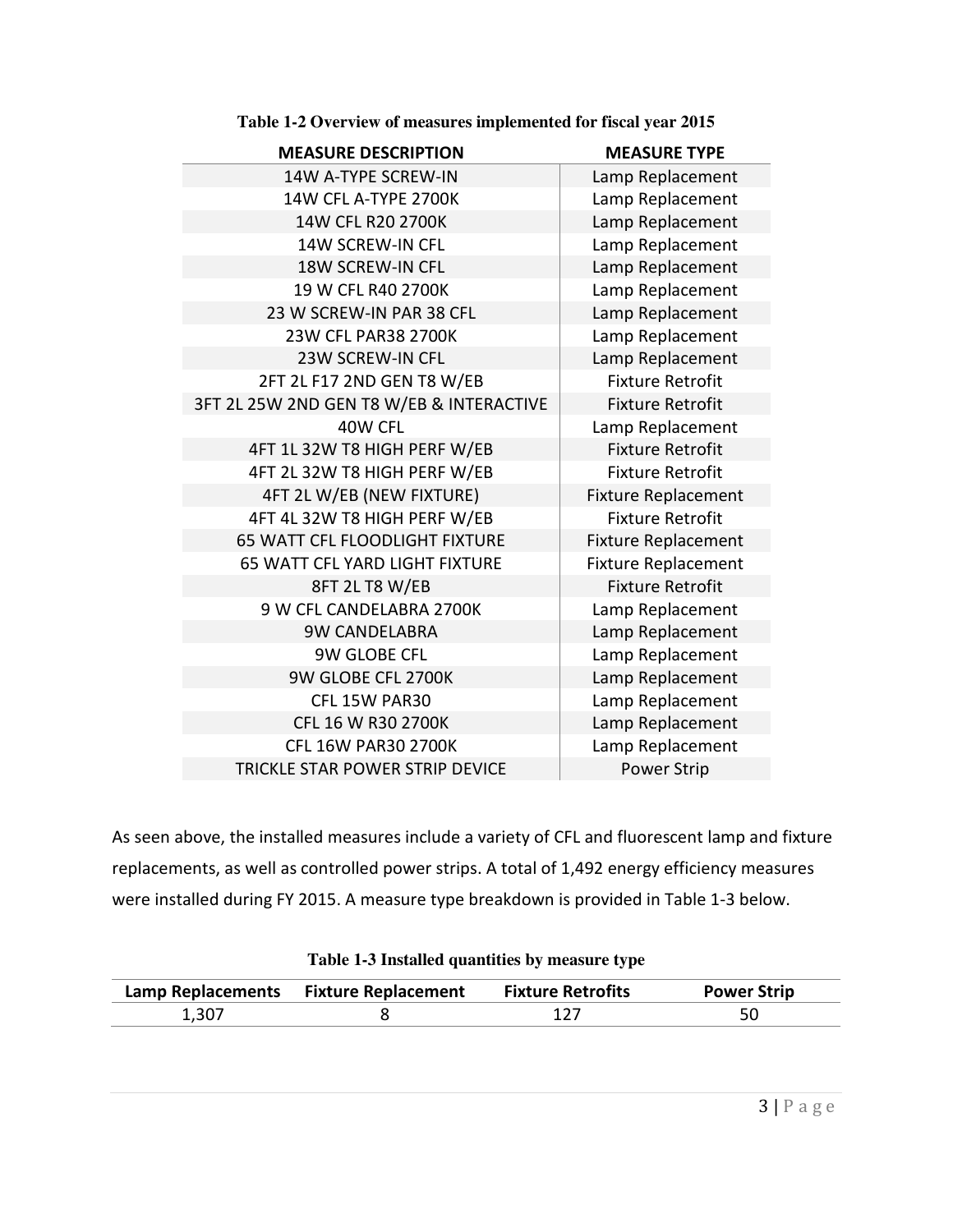**Table 1-2 Overview of measures implemented for fiscal year 2015**

| MEASURE DESCRIPTION | MEASURE TYPE |
|---|---|
| 14W A-TYPE SCREW-IN | Lamp Replacement |
| 14W CFL A-TYPE 2700K | Lamp Replacement |
| 14W CFL R20 2700K | Lamp Replacement |
| 14W SCREW-IN CFL | Lamp Replacement |
| 18W SCREW-IN CFL | Lamp Replacement |
| 19 W CFL R40 2700K | Lamp Replacement |
| 23 W SCREW-IN PAR 38 CFL | Lamp Replacement |
| 23W CFL PAR38 2700K | Lamp Replacement |
| 23W SCREW-IN CFL | Lamp Replacement |
| 2FT 2L F17 2ND GEN T8 W/EB | Fixture Retrofit |
| 3FT 2L 25W 2ND GEN T8 W/EB & INTERACTIVE | Fixture Retrofit |
| 40W CFL | Lamp Replacement |
| 4FT 1L 32W T8 HIGH PERF W/EB | Fixture Retrofit |
| 4FT 2L 32W T8 HIGH PERF W/EB | Fixture Retrofit |
| 4FT 2L W/EB (NEW FIXTURE) | Fixture Replacement |
| 4FT 4L 32W T8 HIGH PERF W/EB | Fixture Retrofit |
| 65 WATT CFL FLOODLIGHT FIXTURE | Fixture Replacement |
| 65 WATT CFL YARD LIGHT FIXTURE | Fixture Replacement |
| 8FT 2L T8 W/EB | Fixture Retrofit |
| 9 W CFL CANDELABRA 2700K | Lamp Replacement |
| 9W CANDELABRA | Lamp Replacement |
| 9W GLOBE CFL | Lamp Replacement |
| 9W GLOBE CFL 2700K | Lamp Replacement |
| CFL 15W PAR30 | Lamp Replacement |
| CFL 16 W R30 2700K | Lamp Replacement |
| CFL 16W PAR30 2700K | Lamp Replacement |
| TRICKLE STAR POWER STRIP DEVICE | Power Strip |

As seen above, the installed measures include a variety of CFL and fluorescent lamp and fixture replacements, as well as controlled power strips. A total of 1,492 energy efficiency measures were installed during FY 2015. A measure type breakdown is provided in Table 1-3 below.

**Table 1-3 Installed quantities by measure type**

| Lamp Replacements | Fixture Replacement | Fixture Retrofits | Power Strip |
|---|---|---|---|
| 1,307 | 8 | 127 | 50 |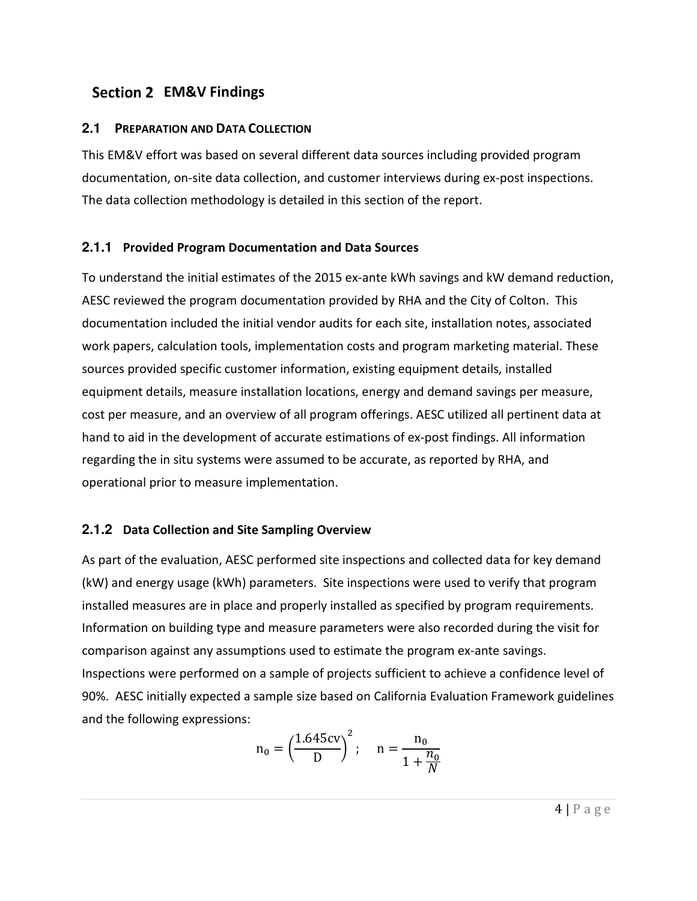# Section 2 EM&V Findings

## 2.1 Preparation and Data Collection

This EM&V effort was based on several different data sources including provided program documentation, on-site data collection, and customer interviews during ex-post inspections. The data collection methodology is detailed in this section of the report.

### 2.1.1 Provided Program Documentation and Data Sources

To understand the initial estimates of the 2015 ex-ante kWh savings and kW demand reduction, AESC reviewed the program documentation provided by RHA and the City of Colton. This documentation included the initial vendor audits for each site, installation notes, associated work papers, calculation tools, implementation costs and program marketing material. These sources provided specific customer information, existing equipment details, installed equipment details, measure installation locations, energy and demand savings per measure, cost per measure, and an overview of all program offerings. AESC utilized all pertinent data at hand to aid in the development of accurate estimations of ex-post findings. All information regarding the in situ systems were assumed to be accurate, as reported by RHA, and operational prior to measure implementation.

### 2.1.2 Data Collection and Site Sampling Overview

As part of the evaluation, AESC performed site inspections and collected data for key demand (kW) and energy usage (kWh) parameters. Site inspections were used to verify that program installed measures are in place and properly installed as specified by program requirements. Information on building type and measure parameters were also recorded during the visit for comparison against any assumptions used to estimate the program ex-ante savings. Inspections were performed on a sample of projects sufficient to achieve a confidence level of 90%. AESC initially expected a sample size based on California Evaluation Framework guidelines and the following expressions:

$$\mathrm{n_0} = \left(\frac{1.645\mathrm{cv}}{\mathrm{D}}\right)^2; \quad \mathrm{n} = \frac{\mathrm{n_0}}{1 + \frac{n_0}{N}}$$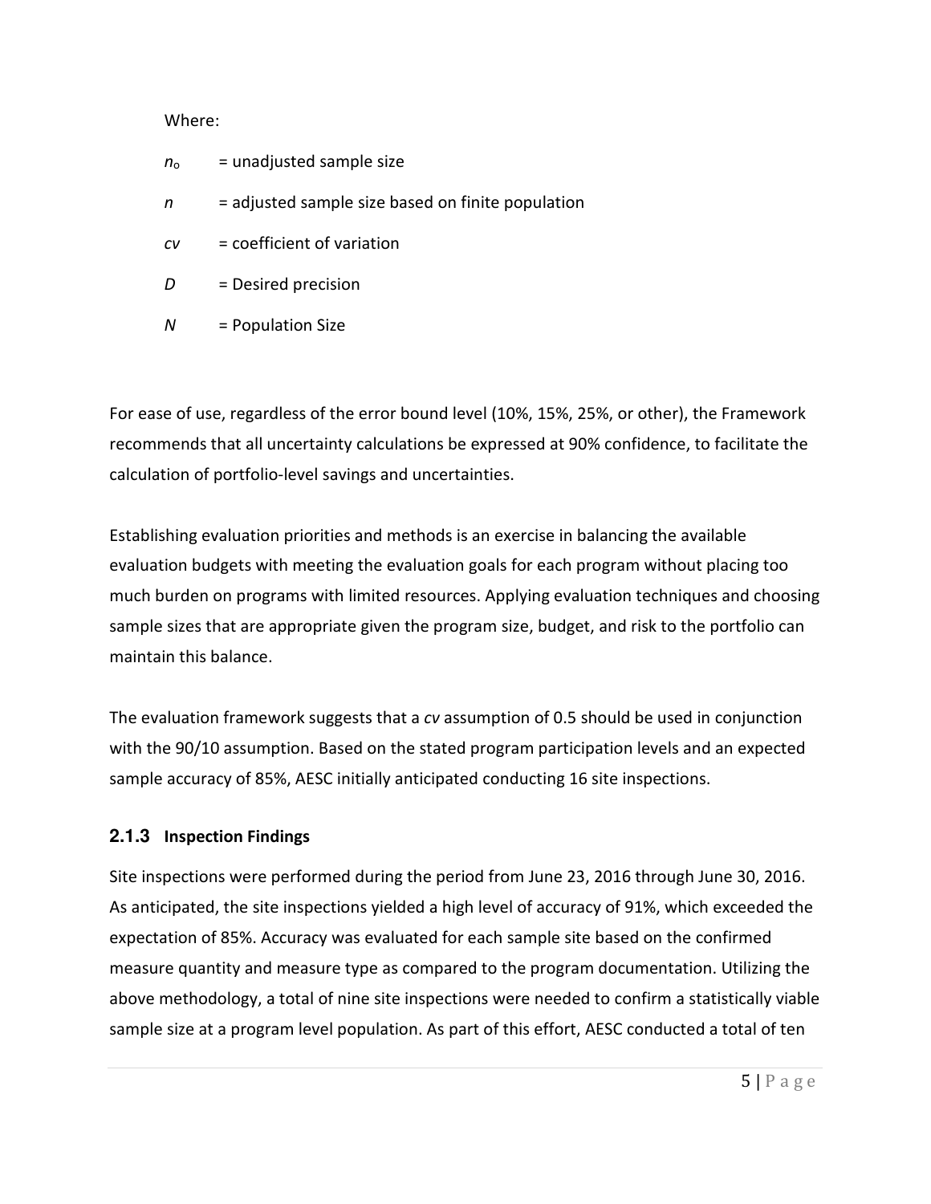Where:

$n_o$ = unadjusted sample size

$n$ = adjusted sample size based on finite population

$cv$ = coefficient of variation

$D$ = Desired precision

$N$ = Population Size

For ease of use, regardless of the error bound level (10%, 15%, 25%, or other), the Framework recommends that all uncertainty calculations be expressed at 90% confidence, to facilitate the calculation of portfolio-level savings and uncertainties.

Establishing evaluation priorities and methods is an exercise in balancing the available evaluation budgets with meeting the evaluation goals for each program without placing too much burden on programs with limited resources. Applying evaluation techniques and choosing sample sizes that are appropriate given the program size, budget, and risk to the portfolio can maintain this balance.

The evaluation framework suggests that a $cv$ assumption of 0.5 should be used in conjunction with the 90/10 assumption. Based on the stated program participation levels and an expected sample accuracy of 85%, AESC initially anticipated conducting 16 site inspections.

### 2.1.3 Inspection Findings

Site inspections were performed during the period from June 23, 2016 through June 30, 2016. As anticipated, the site inspections yielded a high level of accuracy of 91%, which exceeded the expectation of 85%. Accuracy was evaluated for each sample site based on the confirmed measure quantity and measure type as compared to the program documentation. Utilizing the above methodology, a total of nine site inspections were needed to confirm a statistically viable sample size at a program level population. As part of this effort, AESC conducted a total of ten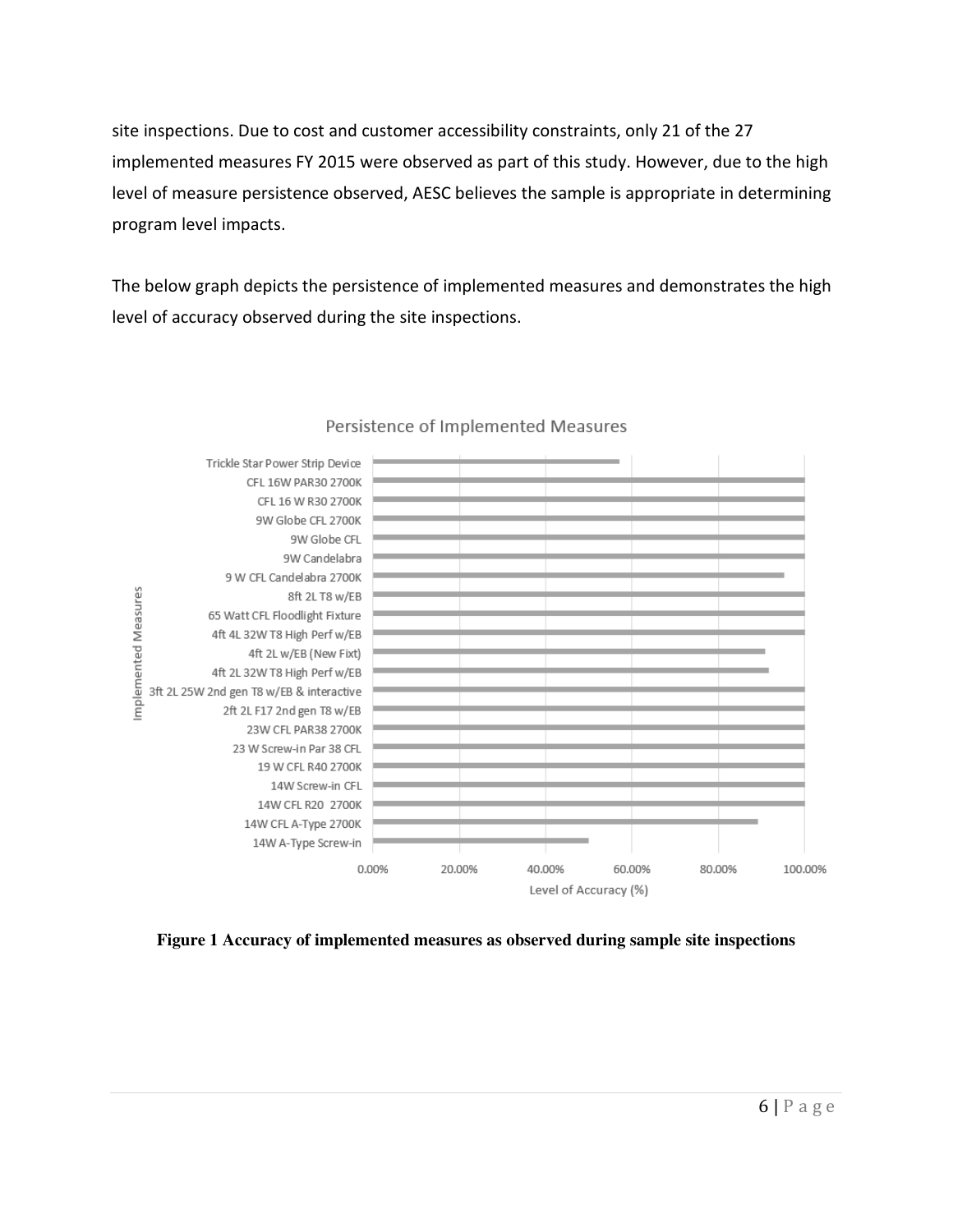site inspections. Due to cost and customer accessibility constraints, only 21 of the 27 implemented measures FY 2015 were observed as part of this study. However, due to the high level of measure persistence observed, AESC believes the sample is appropriate in determining program level impacts.

The below graph depicts the persistence of implemented measures and demonstrates the high level of accuracy observed during the site inspections.

Persistence of Implemented Measures

Implemented Measures:

- Trickle Star Power Strip Device
- CFL 16W PAR30 2700K
- CFL 16 W R30 2700K
- 9W Globe CFL 2700K
- 9W Globe CFL
- 9W Candelabra
- 9 W CFL Candelabra 2700K
- 8ft 2L T8 w/EB
- 65 Watt CFL Floodlight Fixture
- 4ft 4L 32W T8 High Perf w/EB
- 4ft 2L w/EB (New Fixt)
- 4ft 2L 32W T8 High Perf w/EB
- 3ft 2L 25W 2nd gen T8 w/EB & interactive
- 2ft 2L F17 2nd gen T8 w/EB
- 23W CFL PAR38 2700K
- 23 W Screw-in Par 38 CFL
- 19 W CFL R40 2700K
- 14W Screw-in CFL
- 14W CFL R20 2700K
- 14W CFL A-Type 2700K
- 14W A-Type Screw-in

Level of Accuracy (%): 0.00% – 20.00% – 40.00% – 60.00% – 80.00% – 100.00%

**Figure 1 Accuracy of implemented measures as observed during sample site inspections**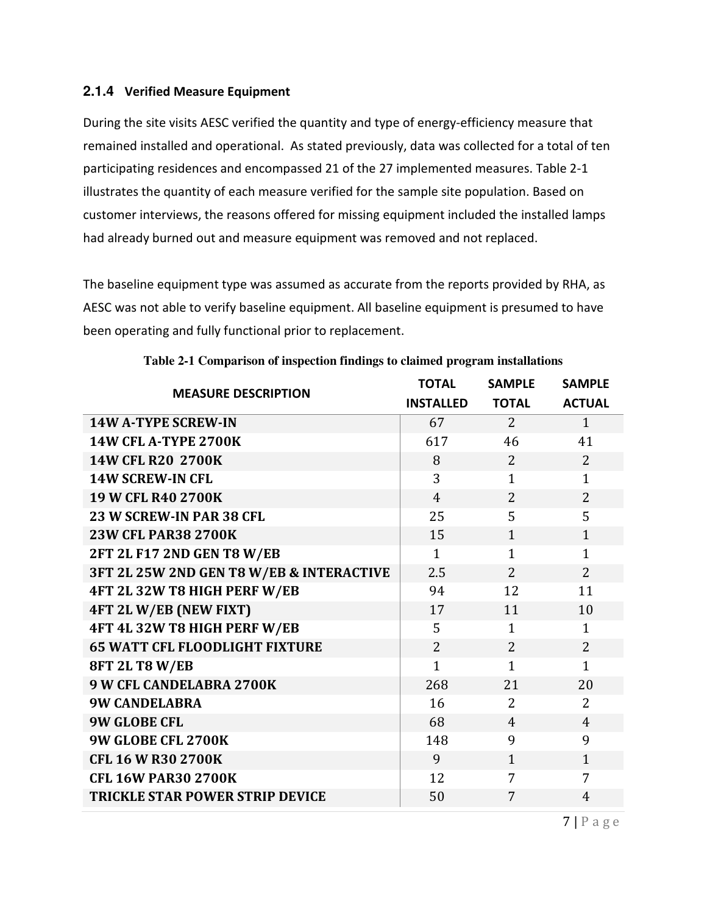### 2.1.4 Verified Measure Equipment

During the site visits AESC verified the quantity and type of energy-efficiency measure that remained installed and operational. As stated previously, data was collected for a total of ten participating residences and encompassed 21 of the 27 implemented measures. Table 2-1 illustrates the quantity of each measure verified for the sample site population. Based on customer interviews, the reasons offered for missing equipment included the installed lamps had already burned out and measure equipment was removed and not replaced.

The baseline equipment type was assumed as accurate from the reports provided by RHA, as AESC was not able to verify baseline equipment. All baseline equipment is presumed to have been operating and fully functional prior to replacement.

**Table 2-1 Comparison of inspection findings to claimed program installations**

| MEASURE DESCRIPTION | TOTAL INSTALLED | SAMPLE TOTAL | SAMPLE ACTUAL |
|---|---|---|---|
| 14W A-TYPE SCREW-IN | 67 | 2 | 1 |
| 14W CFL A-TYPE 2700K | 617 | 46 | 41 |
| 14W CFL R20 2700K | 8 | 2 | 2 |
| 14W SCREW-IN CFL | 3 | 1 | 1 |
| 19 W CFL R40 2700K | 4 | 2 | 2 |
| 23 W SCREW-IN PAR 38 CFL | 25 | 5 | 5 |
| 23W CFL PAR38 2700K | 15 | 1 | 1 |
| 2FT 2L F17 2ND GEN T8 W/EB | 1 | 1 | 1 |
| 3FT 2L 25W 2ND GEN T8 W/EB & INTERACTIVE | 2.5 | 2 | 2 |
| 4FT 2L 32W T8 HIGH PERF W/EB | 94 | 12 | 11 |
| 4FT 2L W/EB (NEW FIXT) | 17 | 11 | 10 |
| 4FT 4L 32W T8 HIGH PERF W/EB | 5 | 1 | 1 |
| 65 WATT CFL FLOODLIGHT FIXTURE | 2 | 2 | 2 |
| 8FT 2L T8 W/EB | 1 | 1 | 1 |
| 9 W CFL CANDELABRA 2700K | 268 | 21 | 20 |
| 9W CANDELABRA | 16 | 2 | 2 |
| 9W GLOBE CFL | 68 | 4 | 4 |
| 9W GLOBE CFL 2700K | 148 | 9 | 9 |
| CFL 16 W R30 2700K | 9 | 1 | 1 |
| CFL 16W PAR30 2700K | 12 | 7 | 7 |
| TRICKLE STAR POWER STRIP DEVICE | 50 | 7 | 4 |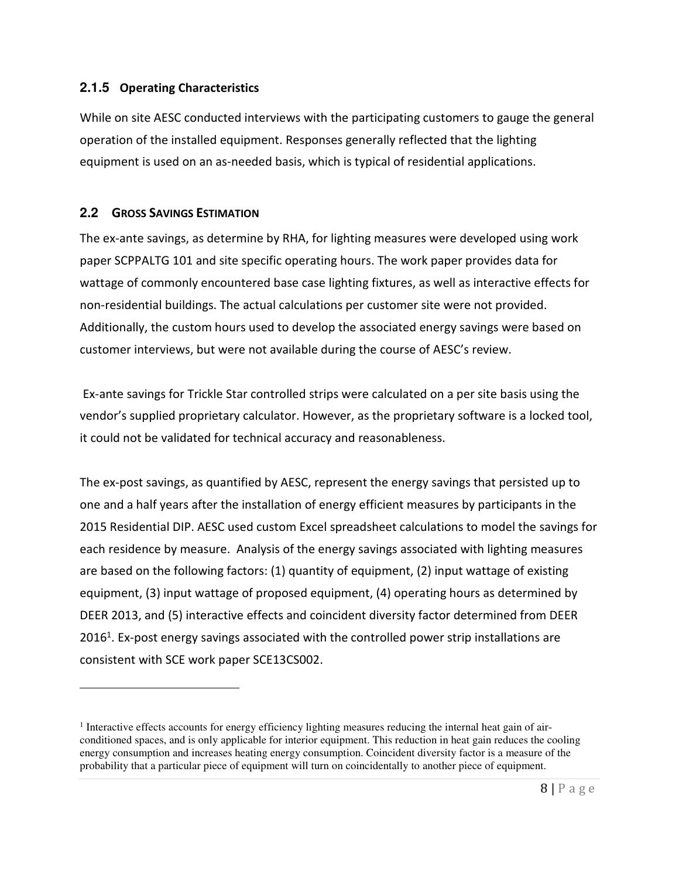### 2.1.5 Operating Characteristics

While on site AESC conducted interviews with the participating customers to gauge the general operation of the installed equipment. Responses generally reflected that the lighting equipment is used on an as-needed basis, which is typical of residential applications.

## 2.2 GROSS SAVINGS ESTIMATION

The ex-ante savings, as determine by RHA, for lighting measures were developed using work paper SCPPALTG 101 and site specific operating hours. The work paper provides data for wattage of commonly encountered base case lighting fixtures, as well as interactive effects for non-residential buildings. The actual calculations per customer site were not provided. Additionally, the custom hours used to develop the associated energy savings were based on customer interviews, but were not available during the course of AESC's review.

Ex-ante savings for Trickle Star controlled strips were calculated on a per site basis using the vendor's supplied proprietary calculator. However, as the proprietary software is a locked tool, it could not be validated for technical accuracy and reasonableness.

The ex-post savings, as quantified by AESC, represent the energy savings that persisted up to one and a half years after the installation of energy efficient measures by participants in the 2015 Residential DIP. AESC used custom Excel spreadsheet calculations to model the savings for each residence by measure. Analysis of the energy savings associated with lighting measures are based on the following factors: (1) quantity of equipment, (2) input wattage of existing equipment, (3) input wattage of proposed equipment, (4) operating hours as determined by DEER 2013, and (5) interactive effects and coincident diversity factor determined from DEER 2016[1]. Ex-post energy savings associated with the controlled power strip installations are consistent with SCE work paper SCE13CS002.

---

[1] Interactive effects accounts for energy efficiency lighting measures reducing the internal heat gain of air-conditioned spaces, and is only applicable for interior equipment. This reduction in heat gain reduces the cooling energy consumption and increases heating energy consumption. Coincident diversity factor is a measure of the probability that a particular piece of equipment will turn on coincidentally to another piece of equipment.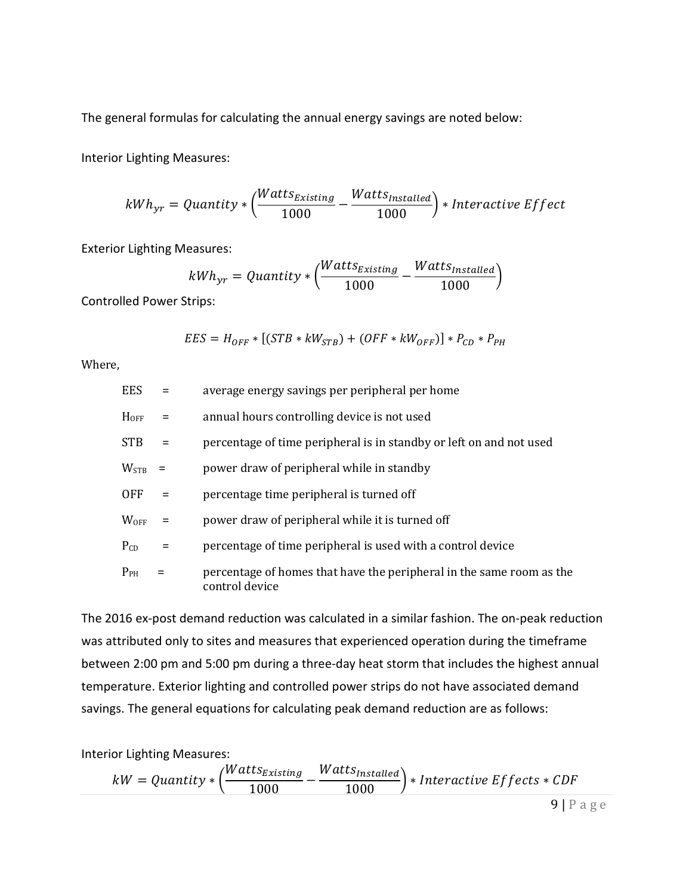The general formulas for calculating the annual energy savings are noted below:

Interior Lighting Measures:

$$kWh_{yr} = Quantity * \left(\frac{Watts_{Existing}}{1000} - \frac{Watts_{Installed}}{1000}\right) * Interactive\ Effect$$

Exterior Lighting Measures:

$$kWh_{yr} = Quantity * \left(\frac{Watts_{Existing}}{1000} - \frac{Watts_{Installed}}{1000}\right)$$

Controlled Power Strips:

$$EES = H_{OFF} * [(STB * kW_{STB}) + (OFF * kW_{OFF})] * P_{CD} * P_{PH}$$

Where,

| | | |
|---|---|---|
| EES | = | average energy savings per peripheral per home |
| $H_{OFF}$ | = | annual hours controlling device is not used |
| STB | = | percentage of time peripheral is in standby or left on and not used |
| $W_{STB}$ | = | power draw of peripheral while in standby |
| OFF | = | percentage time peripheral is turned off |
| $W_{OFF}$ | = | power draw of peripheral while it is turned off |
| $P_{CD}$ | = | percentage of time peripheral is used with a control device |
| $P_{PH}$ | = | percentage of homes that have the peripheral in the same room as the control device |

The 2016 ex-post demand reduction was calculated in a similar fashion. The on-peak reduction was attributed only to sites and measures that experienced operation during the timeframe between 2:00 pm and 5:00 pm during a three-day heat storm that includes the highest annual temperature. Exterior lighting and controlled power strips do not have associated demand savings. The general equations for calculating peak demand reduction are as follows:

Interior Lighting Measures:

$$kW = Quantity * \left(\frac{Watts_{Existing}}{1000} - \frac{Watts_{Installed}}{1000}\right) * Interactive\ Effects * CDF$$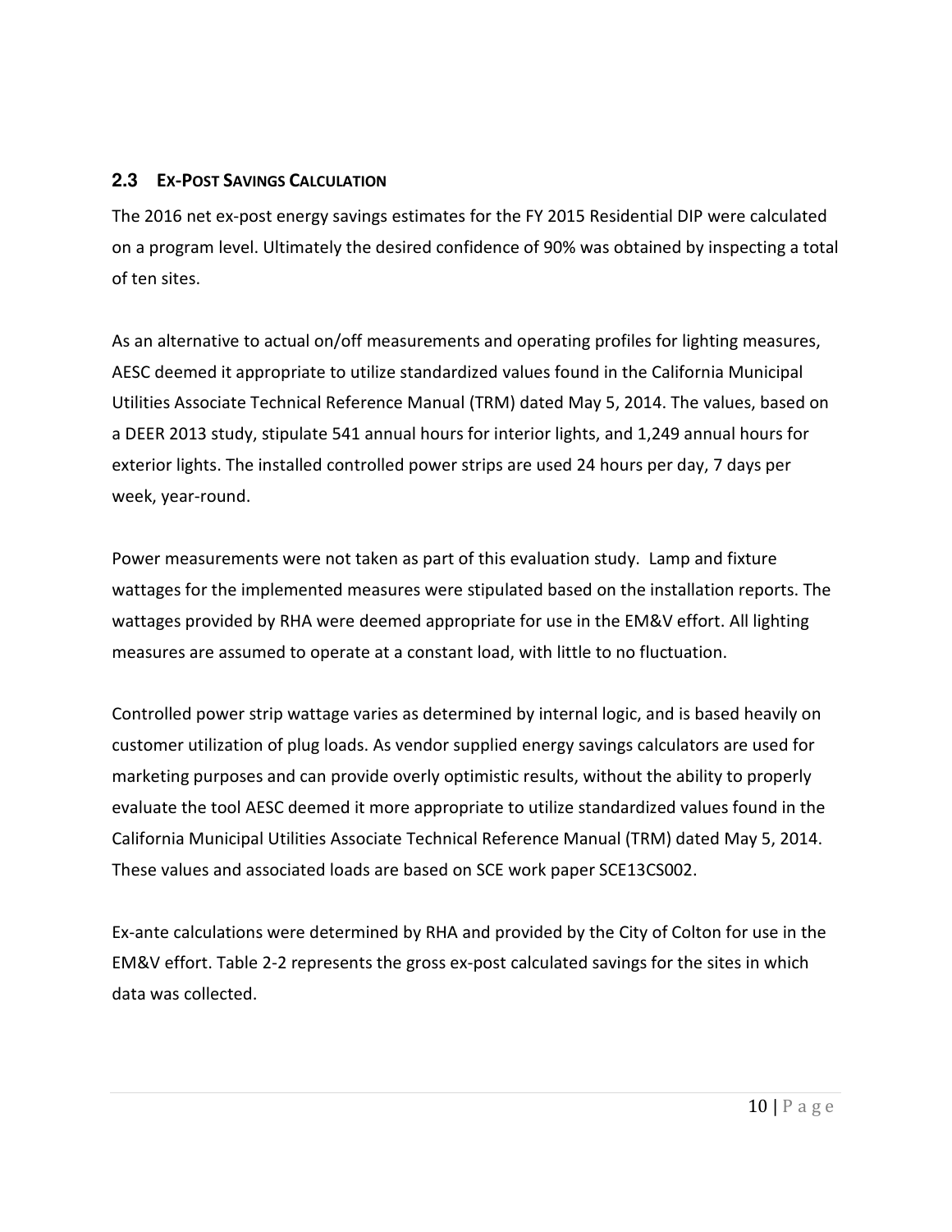## 2.3 EX-POST SAVINGS CALCULATION

The 2016 net ex-post energy savings estimates for the FY 2015 Residential DIP were calculated on a program level. Ultimately the desired confidence of 90% was obtained by inspecting a total of ten sites.

As an alternative to actual on/off measurements and operating profiles for lighting measures, AESC deemed it appropriate to utilize standardized values found in the California Municipal Utilities Associate Technical Reference Manual (TRM) dated May 5, 2014. The values, based on a DEER 2013 study, stipulate 541 annual hours for interior lights, and 1,249 annual hours for exterior lights. The installed controlled power strips are used 24 hours per day, 7 days per week, year-round.

Power measurements were not taken as part of this evaluation study. Lamp and fixture wattages for the implemented measures were stipulated based on the installation reports. The wattages provided by RHA were deemed appropriate for use in the EM&V effort. All lighting measures are assumed to operate at a constant load, with little to no fluctuation.

Controlled power strip wattage varies as determined by internal logic, and is based heavily on customer utilization of plug loads. As vendor supplied energy savings calculators are used for marketing purposes and can provide overly optimistic results, without the ability to properly evaluate the tool AESC deemed it more appropriate to utilize standardized values found in the California Municipal Utilities Associate Technical Reference Manual (TRM) dated May 5, 2014. These values and associated loads are based on SCE work paper SCE13CS002.

Ex-ante calculations were determined by RHA and provided by the City of Colton for use in the EM&V effort. Table 2-2 represents the gross ex-post calculated savings for the sites in which data was collected.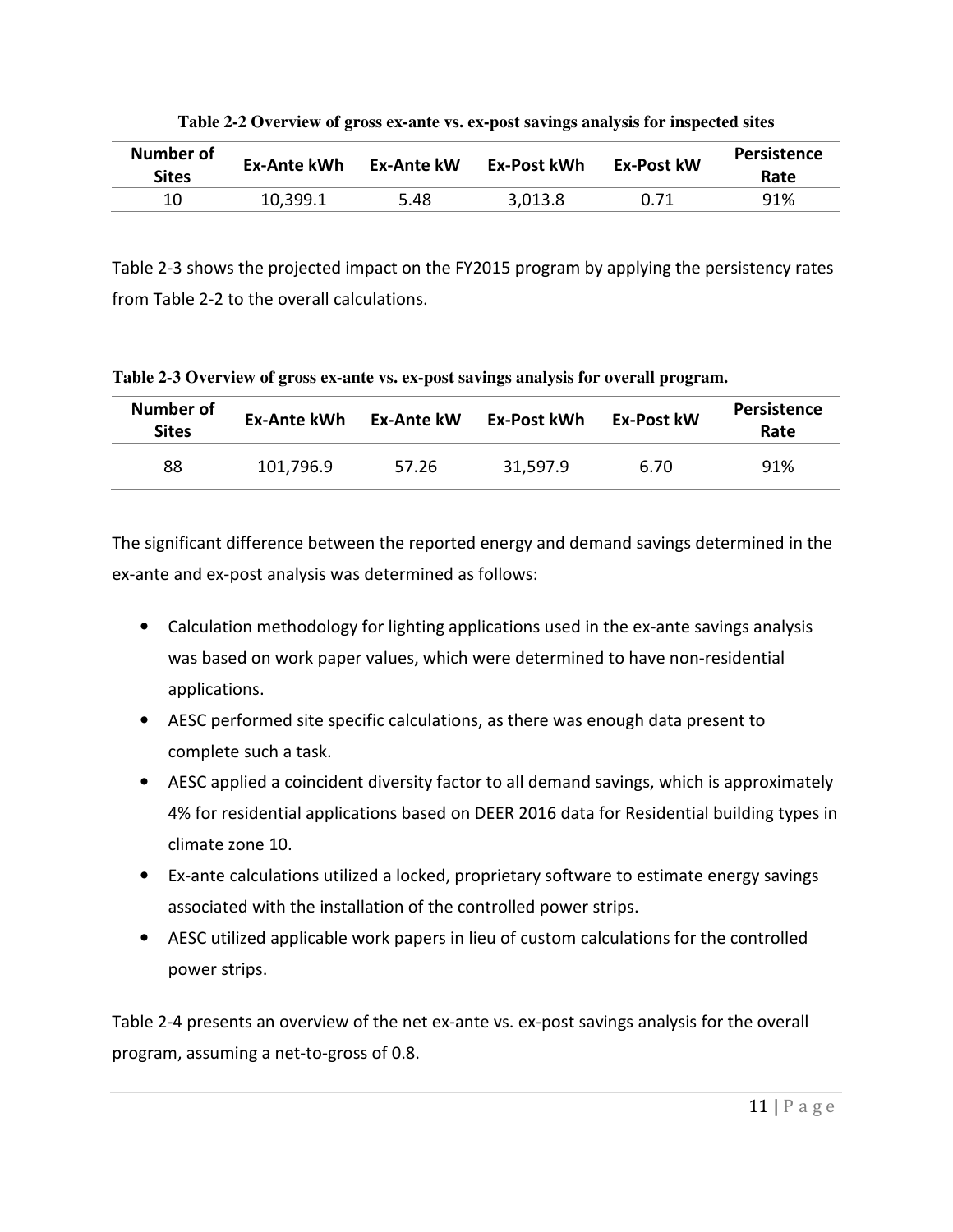**Table 2-2 Overview of gross ex-ante vs. ex-post savings analysis for inspected sites**

| Number of Sites | Ex-Ante kWh | Ex-Ante kW | Ex-Post kWh | Ex-Post kW | Persistence Rate |
|---|---|---|---|---|---|
| 10 | 10,399.1 | 5.48 | 3,013.8 | 0.71 | 91% |

Table 2-3 shows the projected impact on the FY2015 program by applying the persistency rates from Table 2-2 to the overall calculations.

**Table 2-3 Overview of gross ex-ante vs. ex-post savings analysis for overall program.**

| Number of Sites | Ex-Ante kWh | Ex-Ante kW | Ex-Post kWh | Ex-Post kW | Persistence Rate |
|---|---|---|---|---|---|
| 88 | 101,796.9 | 57.26 | 31,597.9 | 6.70 | 91% |

The significant difference between the reported energy and demand savings determined in the ex-ante and ex-post analysis was determined as follows:

- Calculation methodology for lighting applications used in the ex-ante savings analysis was based on work paper values, which were determined to have non-residential applications.
- AESC performed site specific calculations, as there was enough data present to complete such a task.
- AESC applied a coincident diversity factor to all demand savings, which is approximately 4% for residential applications based on DEER 2016 data for Residential building types in climate zone 10.
- Ex-ante calculations utilized a locked, proprietary software to estimate energy savings associated with the installation of the controlled power strips.
- AESC utilized applicable work papers in lieu of custom calculations for the controlled power strips.

Table 2-4 presents an overview of the net ex-ante vs. ex-post savings analysis for the overall program, assuming a net-to-gross of 0.8.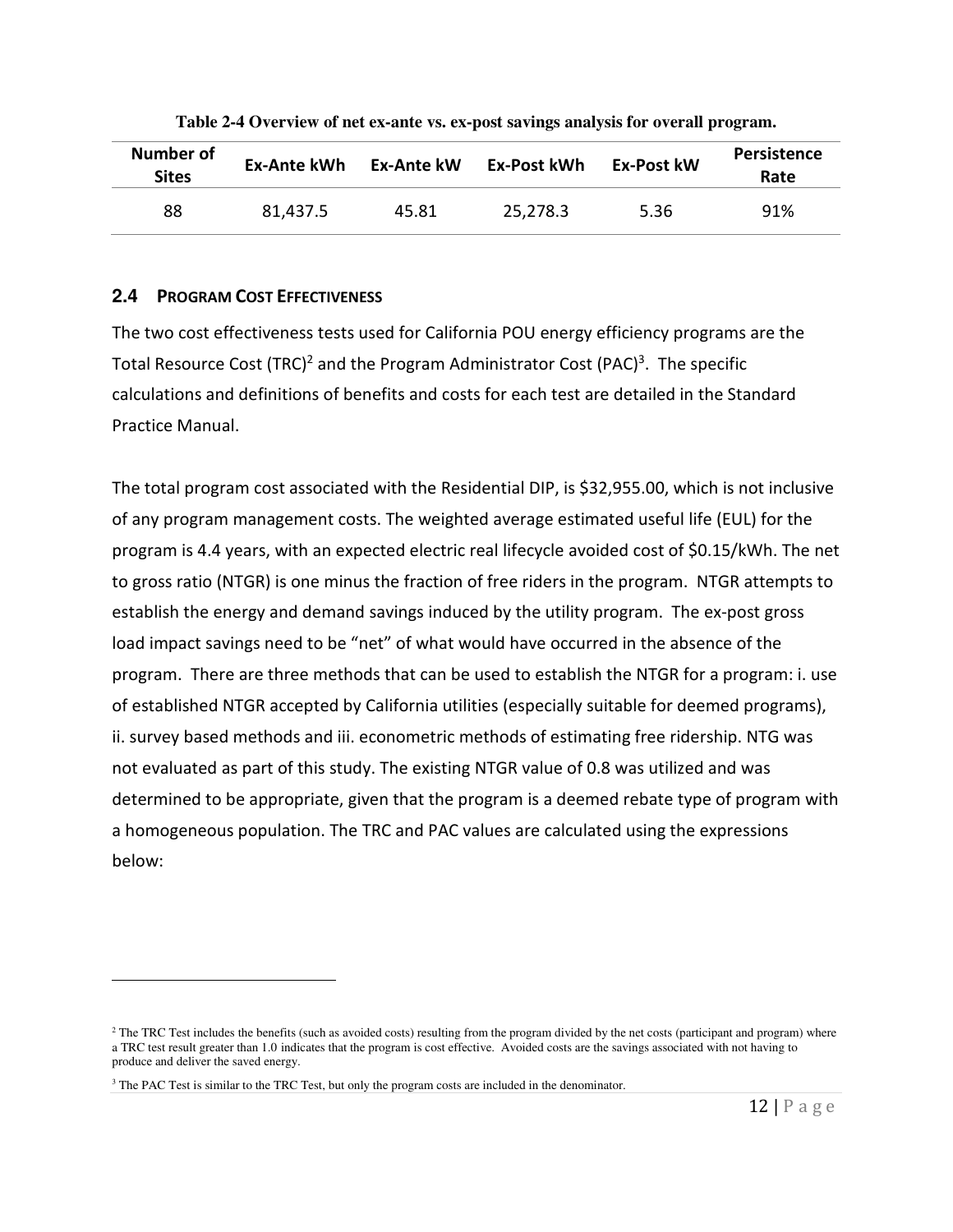**Table 2-4 Overview of net ex-ante vs. ex-post savings analysis for overall program.**

| Number of Sites | Ex-Ante kWh | Ex-Ante kW | Ex-Post kWh | Ex-Post kW | Persistence Rate |
|---|---|---|---|---|---|
| 88 | 81,437.5 | 45.81 | 25,278.3 | 5.36 | 91% |

## 2.4 Program Cost Effectiveness

The two cost effectiveness tests used for California POU energy efficiency programs are the Total Resource Cost (TRC)[2] and the Program Administrator Cost (PAC)[3]. The specific calculations and definitions of benefits and costs for each test are detailed in the Standard Practice Manual.

The total program cost associated with the Residential DIP, is $32,955.00, which is not inclusive of any program management costs. The weighted average estimated useful life (EUL) for the program is 4.4 years, with an expected electric real lifecycle avoided cost of $0.15/kWh. The net to gross ratio (NTGR) is one minus the fraction of free riders in the program. NTGR attempts to establish the energy and demand savings induced by the utility program. The ex-post gross load impact savings need to be "net" of what would have occurred in the absence of the program. There are three methods that can be used to establish the NTGR for a program: i. use of established NTGR accepted by California utilities (especially suitable for deemed programs), ii. survey based methods and iii. econometric methods of estimating free ridership. NTG was not evaluated as part of this study. The existing NTGR value of 0.8 was utilized and was determined to be appropriate, given that the program is a deemed rebate type of program with a homogeneous population. The TRC and PAC values are calculated using the expressions below:

---

[2] The TRC Test includes the benefits (such as avoided costs) resulting from the program divided by the net costs (participant and program) where a TRC test result greater than 1.0 indicates that the program is cost effective. Avoided costs are the savings associated with not having to produce and deliver the saved energy.

[3] The PAC Test is similar to the TRC Test, but only the program costs are included in the denominator.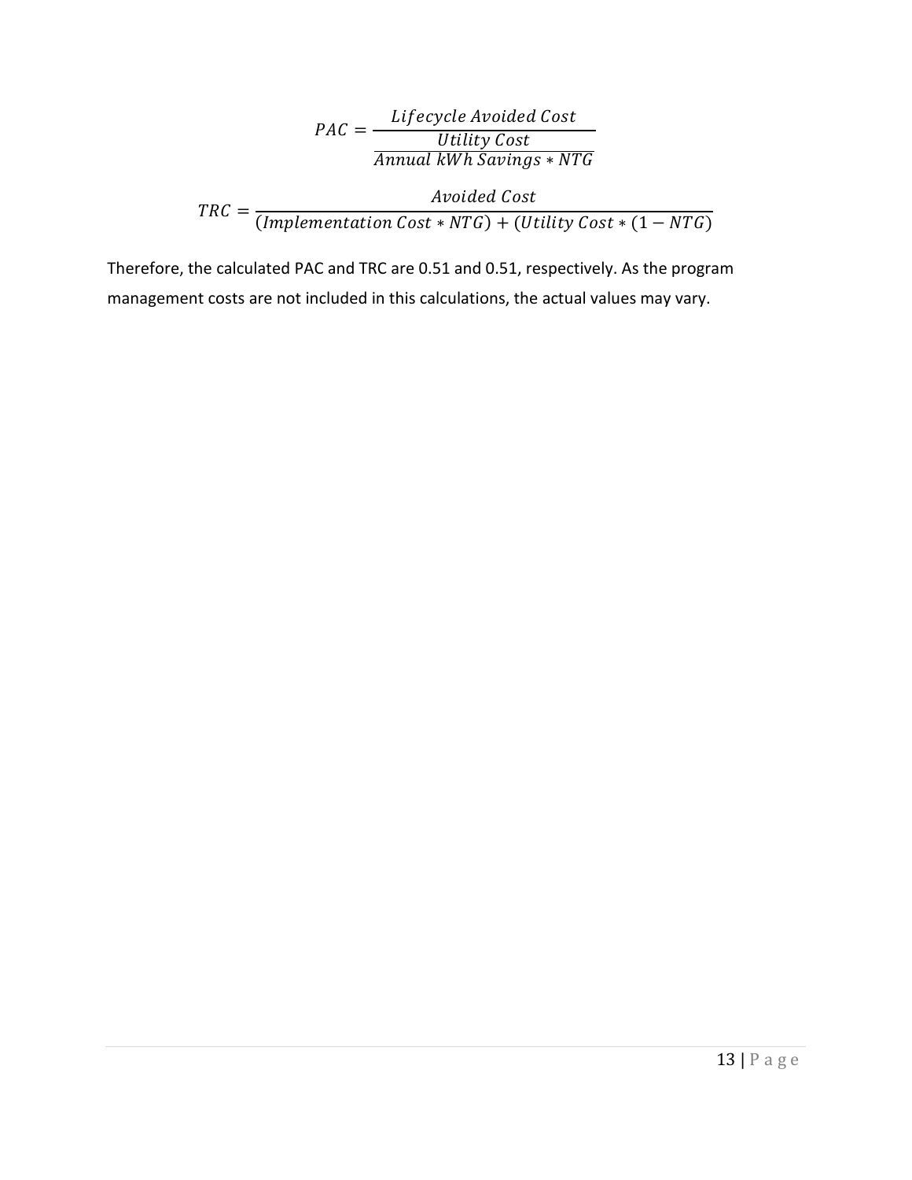$$PAC = \frac{Lifecycle\ Avoided\ Cost}{\frac{Utility\ Cost}{Annual\ kWh\ Savings * NTG}}$$

$$TRC = \frac{Avoided\ Cost}{(Implementation\ Cost * NTG) + (Utility\ Cost * (1 - NTG)}$$

Therefore, the calculated PAC and TRC are 0.51 and 0.51, respectively. As the program management costs are not included in this calculations, the actual values may vary.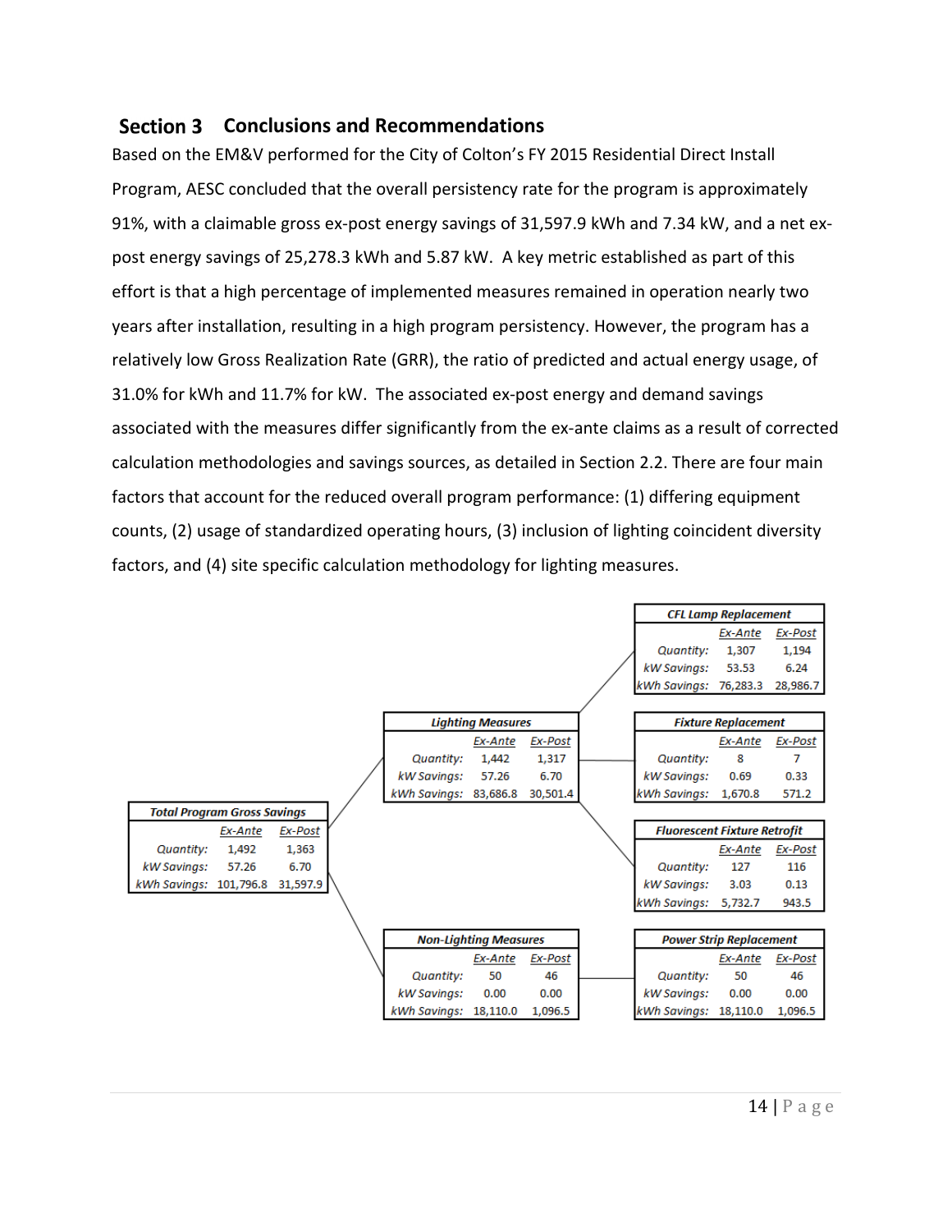## Section 3 Conclusions and Recommendations

Based on the EM&V performed for the City of Colton's FY 2015 Residential Direct Install Program, AESC concluded that the overall persistency rate for the program is approximately 91%, with a claimable gross ex-post energy savings of 31,597.9 kWh and 7.34 kW, and a net ex-post energy savings of 25,278.3 kWh and 5.87 kW. A key metric established as part of this effort is that a high percentage of implemented measures remained in operation nearly two years after installation, resulting in a high program persistency. However, the program has a relatively low Gross Realization Rate (GRR), the ratio of predicted and actual energy usage, of 31.0% for kWh and 11.7% for kW. The associated ex-post energy and demand savings associated with the measures differ significantly from the ex-ante claims as a result of corrected calculation methodologies and savings sources, as detailed in Section 2.2. There are four main factors that account for the reduced overall program performance: (1) differing equipment counts, (2) usage of standardized operating hours, (3) inclusion of lighting coincident diversity factors, and (4) site specific calculation methodology for lighting measures.

***Total Program Gross Savings***

| | *Ex-Ante* | *Ex-Post* |
|---|---|---|
| *Quantity:* | 1,492 | 1,363 |
| *kW Savings:* | 57.26 | 6.70 |
| *kWh Savings:* | 101,796.8 | 31,597.9 |

***Lighting Measures***

| | *Ex-Ante* | *Ex-Post* |
|---|---|---|
| *Quantity:* | 1,442 | 1,317 |
| *kW Savings:* | 57.26 | 6.70 |
| *kWh Savings:* | 83,686.8 | 30,501.4 |

***CFL Lamp Replacement***

| | *Ex-Ante* | *Ex-Post* |
|---|---|---|
| *Quantity:* | 1,307 | 1,194 |
| *kW Savings:* | 53.53 | 6.24 |
| *kWh Savings:* | 76,283.3 | 28,986.7 |

***Fixture Replacement***

| | *Ex-Ante* | *Ex-Post* |
|---|---|---|
| *Quantity:* | 8 | 7 |
| *kW Savings:* | 0.69 | 0.33 |
| *kWh Savings:* | 1,670.8 | 571.2 |

***Fluorescent Fixture Retrofit***

| | *Ex-Ante* | *Ex-Post* |
|---|---|---|
| *Quantity:* | 127 | 116 |
| *kW Savings:* | 3.03 | 0.13 |
| *kWh Savings:* | 5,732.7 | 943.5 |

***Non-Lighting Measures***

| | *Ex-Ante* | *Ex-Post* |
|---|---|---|
| *Quantity:* | 50 | 46 |
| *kW Savings:* | 0.00 | 0.00 |
| *kWh Savings:* | 18,110.0 | 1,096.5 |

***Power Strip Replacement***

| | *Ex-Ante* | *Ex-Post* |
|---|---|---|
| *Quantity:* | 50 | 46 |
| *kW Savings:* | 0.00 | 0.00 |
| *kWh Savings:* | 18,110.0 | 1,096.5 |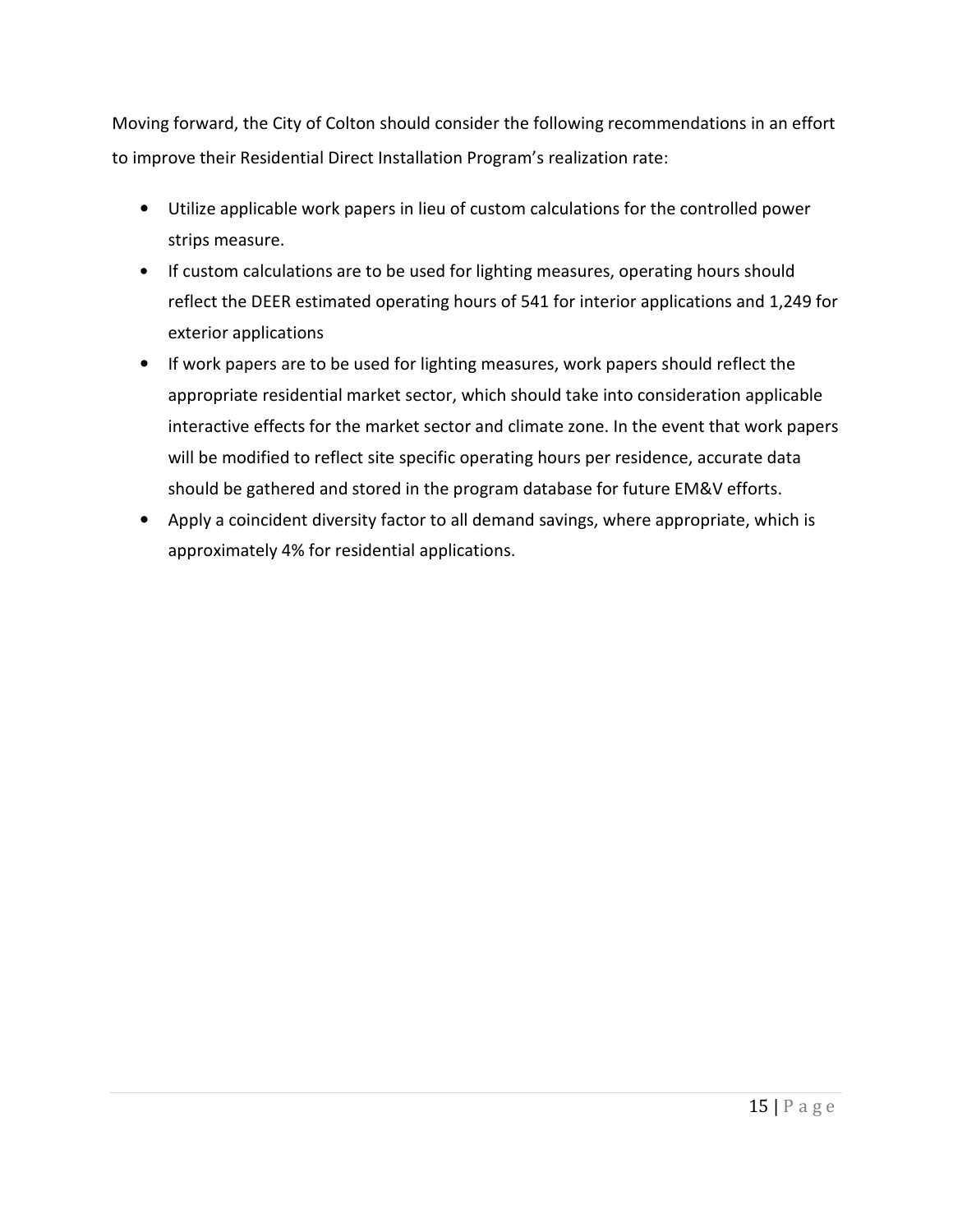Moving forward, the City of Colton should consider the following recommendations in an effort to improve their Residential Direct Installation Program's realization rate:

- Utilize applicable work papers in lieu of custom calculations for the controlled power strips measure.
- If custom calculations are to be used for lighting measures, operating hours should reflect the DEER estimated operating hours of 541 for interior applications and 1,249 for exterior applications
- If work papers are to be used for lighting measures, work papers should reflect the appropriate residential market sector, which should take into consideration applicable interactive effects for the market sector and climate zone. In the event that work papers will be modified to reflect site specific operating hours per residence, accurate data should be gathered and stored in the program database for future EM&V efforts.
- Apply a coincident diversity factor to all demand savings, where appropriate, which is approximately 4% for residential applications.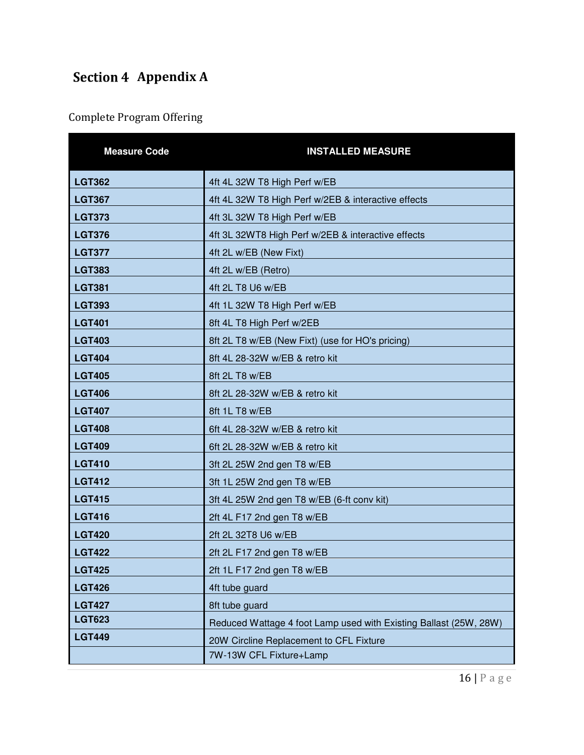# Section 4 Appendix A

Complete Program Offering

| Measure Code | INSTALLED MEASURE |
| --- | --- |
| LGT362 | 4ft 4L 32W T8 High Perf w/EB |
| LGT367 | 4ft 4L 32W T8 High Perf w/2EB & interactive effects |
| LGT373 | 4ft 3L 32W T8 High Perf w/EB |
| LGT376 | 4ft 3L 32WT8 High Perf w/2EB & interactive effects |
| LGT377 | 4ft 2L w/EB (New Fixt) |
| LGT383 | 4ft 2L w/EB (Retro) |
| LGT381 | 4ft 2L T8 U6 w/EB |
| LGT393 | 4ft 1L 32W T8 High Perf w/EB |
| LGT401 | 8ft 4L T8 High Perf w/2EB |
| LGT403 | 8ft 2L T8 w/EB (New Fixt) (use for HO's pricing) |
| LGT404 | 8ft 4L 28-32W w/EB & retro kit |
| LGT405 | 8ft 2L T8 w/EB |
| LGT406 | 8ft 2L 28-32W w/EB & retro kit |
| LGT407 | 8ft 1L T8 w/EB |
| LGT408 | 6ft 4L 28-32W w/EB & retro kit |
| LGT409 | 6ft 2L 28-32W w/EB & retro kit |
| LGT410 | 3ft 2L 25W 2nd gen T8 w/EB |
| LGT412 | 3ft 1L 25W 2nd gen T8 w/EB |
| LGT415 | 3ft 4L 25W 2nd gen T8 w/EB (6-ft conv kit) |
| LGT416 | 2ft 4L F17 2nd gen T8 w/EB |
| LGT420 | 2ft 2L 32T8 U6 w/EB |
| LGT422 | 2ft 2L F17 2nd gen T8 w/EB |
| LGT425 | 2ft 1L F17 2nd gen T8 w/EB |
| LGT426 | 4ft tube guard |
| LGT427 | 8ft tube guard |
| LGT623 | Reduced Wattage 4 foot Lamp used with Existing Ballast (25W, 28W) |
| LGT449 | 20W Circline Replacement to CFL Fixture |
| | 7W-13W CFL Fixture+Lamp |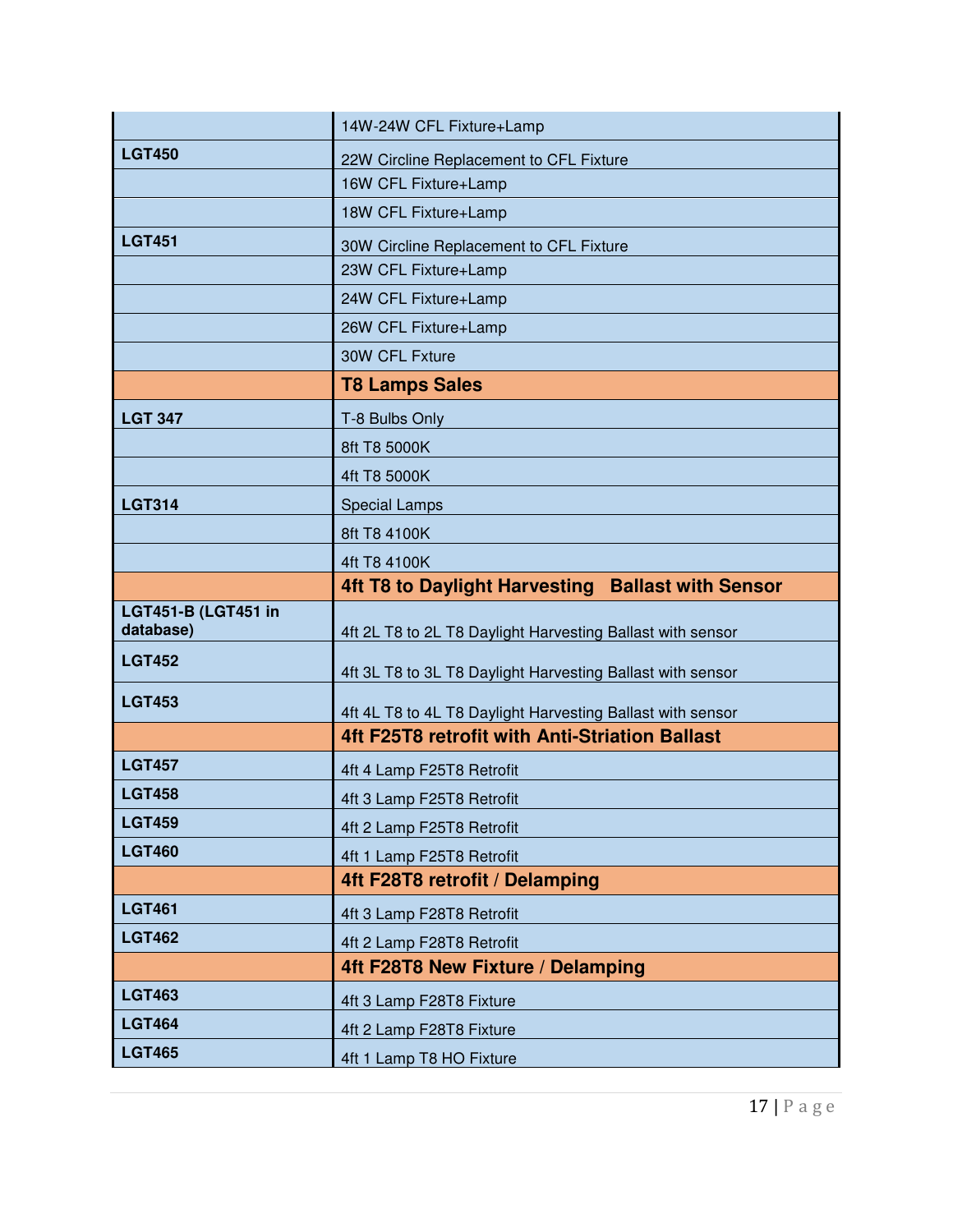| | |
|---|---|
| | 14W-24W CFL Fixture+Lamp |
| **LGT450** | 22W Circline Replacement to CFL Fixture |
| | 16W CFL Fixture+Lamp |
| | 18W CFL Fixture+Lamp |
| **LGT451** | 30W Circline Replacement to CFL Fixture |
| | 23W CFL Fixture+Lamp |
| | 24W CFL Fixture+Lamp |
| | 26W CFL Fixture+Lamp |
| | 30W CFL Fxture |
| | **T8 Lamps Sales** |
| **LGT 347** | T-8 Bulbs Only |
| | 8ft T8 5000K |
| | 4ft T8 5000K |
| **LGT314** | Special Lamps |
| | 8ft T8 4100K |
| | 4ft T8 4100K |
| | **4ft T8 to Daylight Harvesting Ballast with Sensor** |
| **LGT451-B (LGT451 in database)** | 4ft 2L T8 to 2L T8 Daylight Harvesting Ballast with sensor |
| **LGT452** | 4ft 3L T8 to 3L T8 Daylight Harvesting Ballast with sensor |
| **LGT453** | 4ft 4L T8 to 4L T8 Daylight Harvesting Ballast with sensor |
| | **4ft F25T8 retrofit with Anti-Striation Ballast** |
| **LGT457** | 4ft 4 Lamp F25T8 Retrofit |
| **LGT458** | 4ft 3 Lamp F25T8 Retrofit |
| **LGT459** | 4ft 2 Lamp F25T8 Retrofit |
| **LGT460** | 4ft 1 Lamp F25T8 Retrofit |
| | **4ft F28T8 retrofit / Delamping** |
| **LGT461** | 4ft 3 Lamp F28T8 Retrofit |
| **LGT462** | 4ft 2 Lamp F28T8 Retrofit |
| | **4ft F28T8 New Fixture / Delamping** |
| **LGT463** | 4ft 3 Lamp F28T8 Fixture |
| **LGT464** | 4ft 2 Lamp F28T8 Fixture |
| **LGT465** | 4ft 1 Lamp T8 HO Fixture |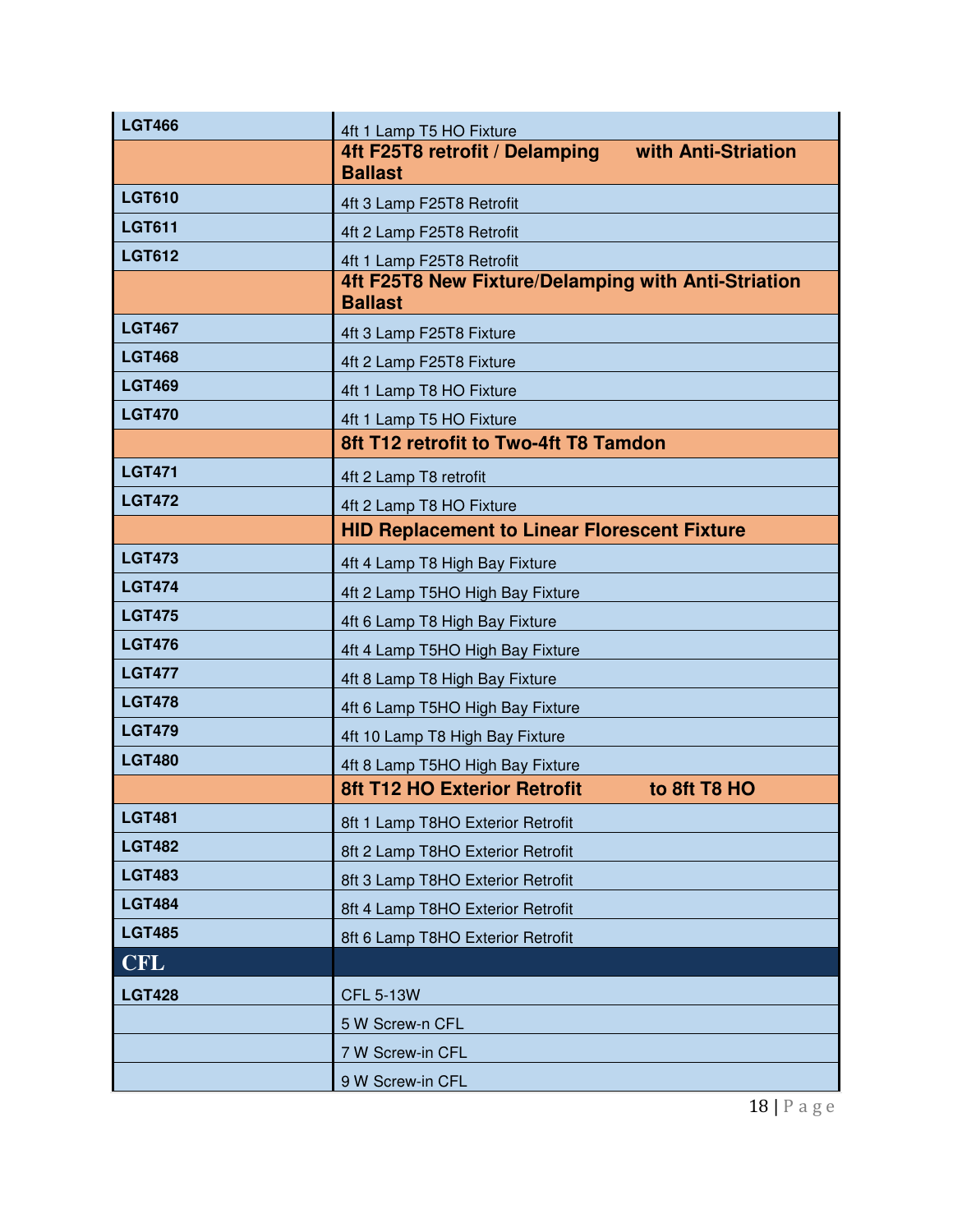| | |
|---|---|
| **LGT466** | 4ft 1 Lamp T5 HO Fixture |
| | **4ft F25T8 retrofit / Delamping with Anti-Striation Ballast** |
| **LGT610** | 4ft 3 Lamp F25T8 Retrofit |
| **LGT611** | 4ft 2 Lamp F25T8 Retrofit |
| **LGT612** | 4ft 1 Lamp F25T8 Retrofit |
| | **4ft F25T8 New Fixture/Delamping with Anti-Striation Ballast** |
| **LGT467** | 4ft 3 Lamp F25T8 Fixture |
| **LGT468** | 4ft 2 Lamp F25T8 Fixture |
| **LGT469** | 4ft 1 Lamp T8 HO Fixture |
| **LGT470** | 4ft 1 Lamp T5 HO Fixture |
| | **8ft T12 retrofit to Two-4ft T8 Tamdon** |
| **LGT471** | 4ft 2 Lamp T8 retrofit |
| **LGT472** | 4ft 2 Lamp T8 HO Fixture |
| | **HID Replacement to Linear Florescent Fixture** |
| **LGT473** | 4ft 4 Lamp T8 High Bay Fixture |
| **LGT474** | 4ft 2 Lamp T5HO High Bay Fixture |
| **LGT475** | 4ft 6 Lamp T8 High Bay Fixture |
| **LGT476** | 4ft 4 Lamp T5HO High Bay Fixture |
| **LGT477** | 4ft 8 Lamp T8 High Bay Fixture |
| **LGT478** | 4ft 6 Lamp T5HO High Bay Fixture |
| **LGT479** | 4ft 10 Lamp T8 High Bay Fixture |
| **LGT480** | 4ft 8 Lamp T5HO High Bay Fixture |
| | **8ft T12 HO Exterior Retrofit to 8ft T8 HO** |
| **LGT481** | 8ft 1 Lamp T8HO Exterior Retrofit |
| **LGT482** | 8ft 2 Lamp T8HO Exterior Retrofit |
| **LGT483** | 8ft 3 Lamp T8HO Exterior Retrofit |
| **LGT484** | 8ft 4 Lamp T8HO Exterior Retrofit |
| **LGT485** | 8ft 6 Lamp T8HO Exterior Retrofit |
| **CFL** | |
| **LGT428** | CFL 5-13W |
| | 5 W Screw-n CFL |
| | 7 W Screw-in CFL |
| | 9 W Screw-in CFL |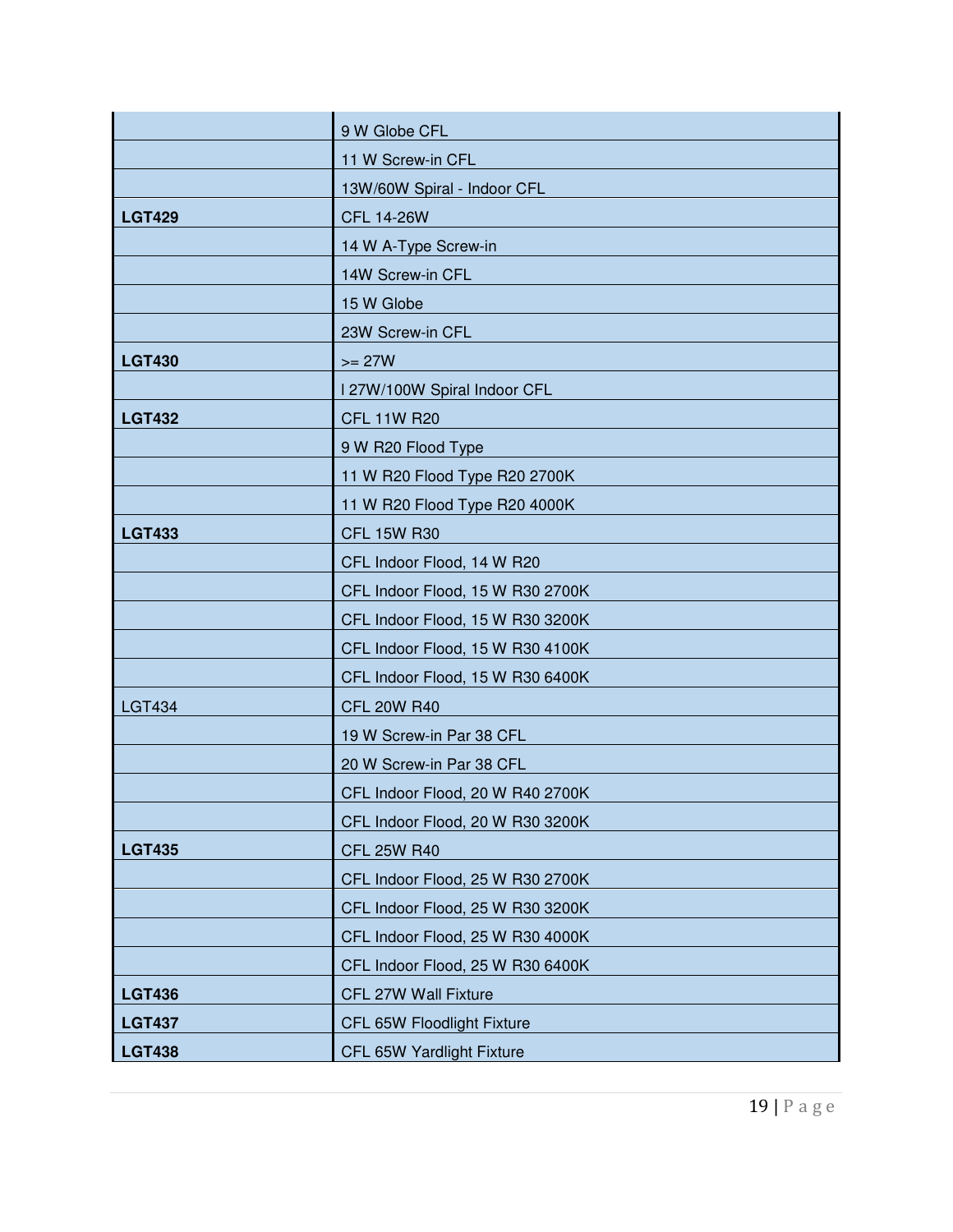| | |
|---|---|
| | 9 W Globe CFL |
| | 11 W Screw-in CFL |
| | 13W/60W Spiral - Indoor CFL |
| **LGT429** | CFL 14-26W |
| | 14 W A-Type Screw-in |
| | 14W Screw-in CFL |
| | 15 W Globe |
| | 23W Screw-in CFL |
| **LGT430** | >= 27W |
| | l 27W/100W Spiral Indoor CFL |
| **LGT432** | CFL 11W R20 |
| | 9 W R20 Flood Type |
| | 11 W R20 Flood Type R20 2700K |
| | 11 W R20 Flood Type R20 4000K |
| **LGT433** | CFL 15W R30 |
| | CFL Indoor Flood, 14 W R20 |
| | CFL Indoor Flood, 15 W R30 2700K |
| | CFL Indoor Flood, 15 W R30 3200K |
| | CFL Indoor Flood, 15 W R30 4100K |
| | CFL Indoor Flood, 15 W R30 6400K |
| LGT434 | CFL 20W R40 |
| | 19 W Screw-in Par 38 CFL |
| | 20 W Screw-in Par 38 CFL |
| | CFL Indoor Flood, 20 W R40 2700K |
| | CFL Indoor Flood, 20 W R30 3200K |
| **LGT435** | CFL 25W R40 |
| | CFL Indoor Flood, 25 W R30 2700K |
| | CFL Indoor Flood, 25 W R30 3200K |
| | CFL Indoor Flood, 25 W R30 4000K |
| | CFL Indoor Flood, 25 W R30 6400K |
| **LGT436** | CFL 27W Wall Fixture |
| **LGT437** | CFL 65W Floodlight Fixture |
| **LGT438** | CFL 65W Yardlight Fixture |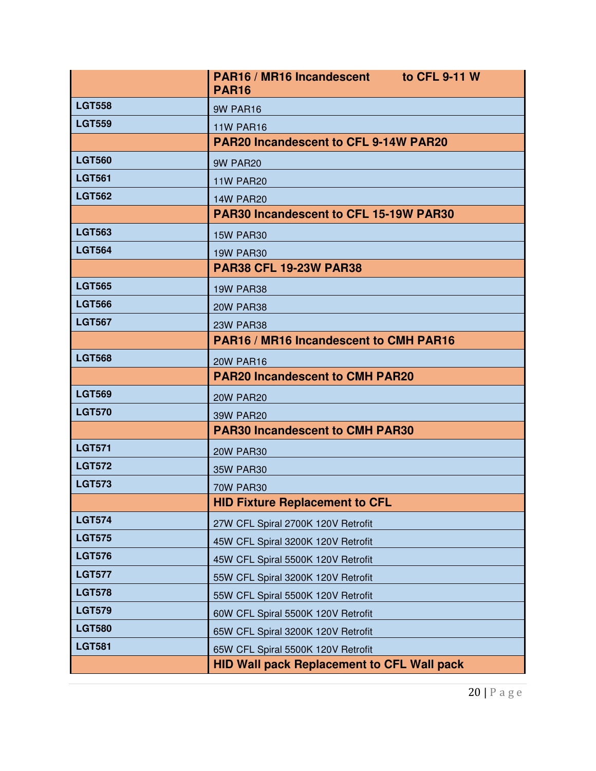| | **PAR16 / MR16 Incandescent to CFL 9-11 W PAR16** |
|---|---|
| **LGT558** | 9W PAR16 |
| **LGT559** | 11W PAR16 |
| | **PAR20 Incandescent to CFL 9-14W PAR20** |
| **LGT560** | 9W PAR20 |
| **LGT561** | 11W PAR20 |
| **LGT562** | 14W PAR20 |
| | **PAR30 Incandescent to CFL 15-19W PAR30** |
| **LGT563** | 15W PAR30 |
| **LGT564** | 19W PAR30 |
| | **PAR38 CFL 19-23W PAR38** |
| **LGT565** | 19W PAR38 |
| **LGT566** | 20W PAR38 |
| **LGT567** | 23W PAR38 |
| | **PAR16 / MR16 Incandescent to CMH PAR16** |
| **LGT568** | 20W PAR16 |
| | **PAR20 Incandescent to CMH PAR20** |
| **LGT569** | 20W PAR20 |
| **LGT570** | 39W PAR20 |
| | **PAR30 Incandescent to CMH PAR30** |
| **LGT571** | 20W PAR30 |
| **LGT572** | 35W PAR30 |
| **LGT573** | 70W PAR30 |
| | **HID Fixture Replacement to CFL** |
| **LGT574** | 27W CFL Spiral 2700K 120V Retrofit |
| **LGT575** | 45W CFL Spiral 3200K 120V Retrofit |
| **LGT576** | 45W CFL Spiral 5500K 120V Retrofit |
| **LGT577** | 55W CFL Spiral 3200K 120V Retrofit |
| **LGT578** | 55W CFL Spiral 5500K 120V Retrofit |
| **LGT579** | 60W CFL Spiral 5500K 120V Retrofit |
| **LGT580** | 65W CFL Spiral 3200K 120V Retrofit |
| **LGT581** | 65W CFL Spiral 5500K 120V Retrofit |
| | **HID Wall pack Replacement to CFL Wall pack** |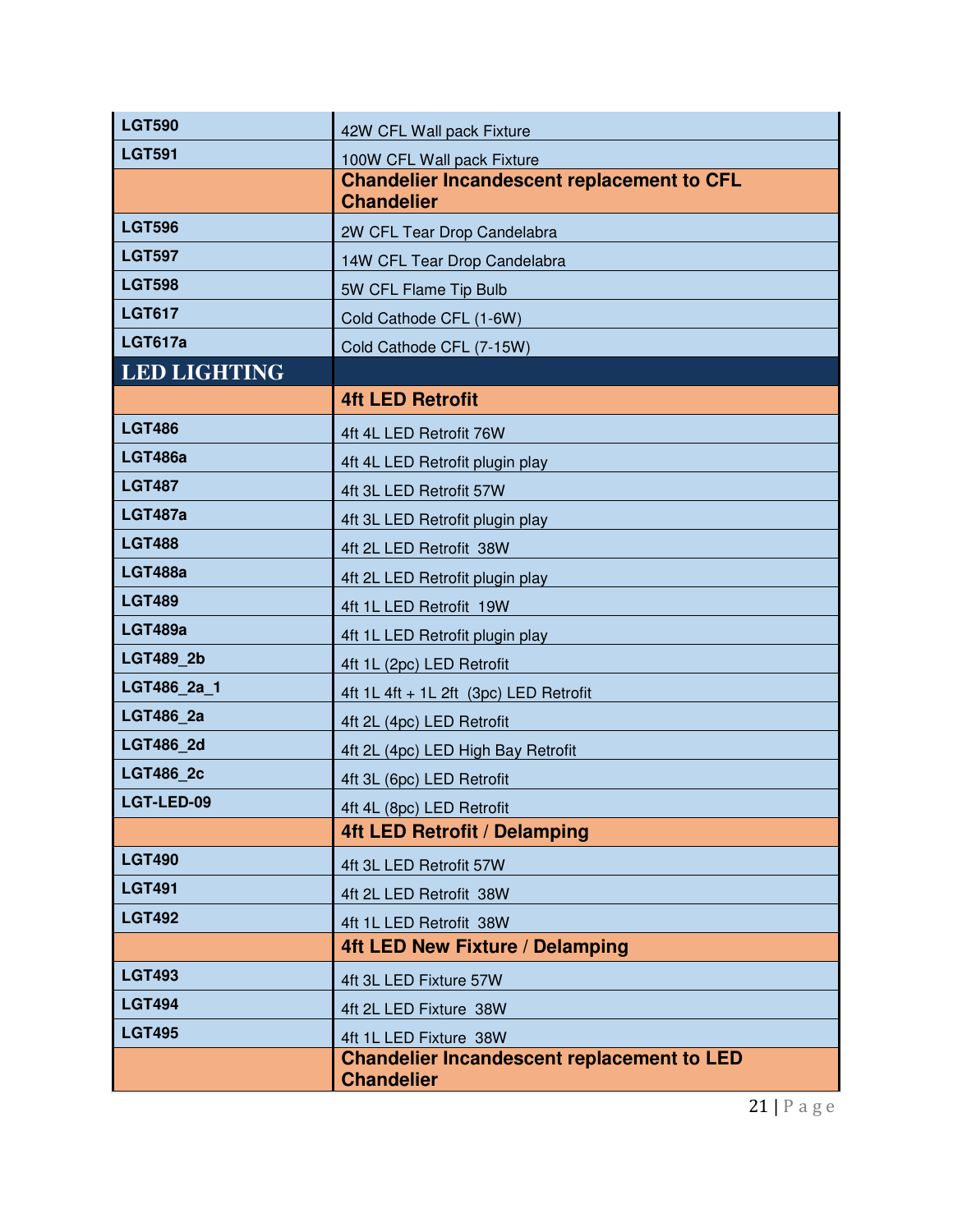| | |
|---|---|
| **LGT590** | 42W CFL Wall pack Fixture |
| **LGT591** | 100W CFL Wall pack Fixture |
| | **Chandelier Incandescent replacement to CFL Chandelier** |
| **LGT596** | 2W CFL Tear Drop Candelabra |
| **LGT597** | 14W CFL Tear Drop Candelabra |
| **LGT598** | 5W CFL Flame Tip Bulb |
| **LGT617** | Cold Cathode CFL (1-6W) |
| **LGT617a** | Cold Cathode CFL (7-15W) |
| **LED LIGHTING** | |
| | **4ft LED Retrofit** |
| **LGT486** | 4ft 4L LED Retrofit 76W |
| **LGT486a** | 4ft 4L LED Retrofit plugin play |
| **LGT487** | 4ft 3L LED Retrofit 57W |
| **LGT487a** | 4ft 3L LED Retrofit plugin play |
| **LGT488** | 4ft 2L LED Retrofit 38W |
| **LGT488a** | 4ft 2L LED Retrofit plugin play |
| **LGT489** | 4ft 1L LED Retrofit 19W |
| **LGT489a** | 4ft 1L LED Retrofit plugin play |
| **LGT489_2b** | 4ft 1L (2pc) LED Retrofit |
| **LGT486_2a_1** | 4ft 1L 4ft + 1L 2ft (3pc) LED Retrofit |
| **LGT486_2a** | 4ft 2L (4pc) LED Retrofit |
| **LGT486_2d** | 4ft 2L (4pc) LED High Bay Retrofit |
| **LGT486_2c** | 4ft 3L (6pc) LED Retrofit |
| **LGT-LED-09** | 4ft 4L (8pc) LED Retrofit |
| | **4ft LED Retrofit / Delamping** |
| **LGT490** | 4ft 3L LED Retrofit 57W |
| **LGT491** | 4ft 2L LED Retrofit 38W |
| **LGT492** | 4ft 1L LED Retrofit 38W |
| | **4ft LED New Fixture / Delamping** |
| **LGT493** | 4ft 3L LED Fixture 57W |
| **LGT494** | 4ft 2L LED Fixture 38W |
| **LGT495** | 4ft 1L LED Fixture 38W |
| | **Chandelier Incandescent replacement to LED Chandelier** |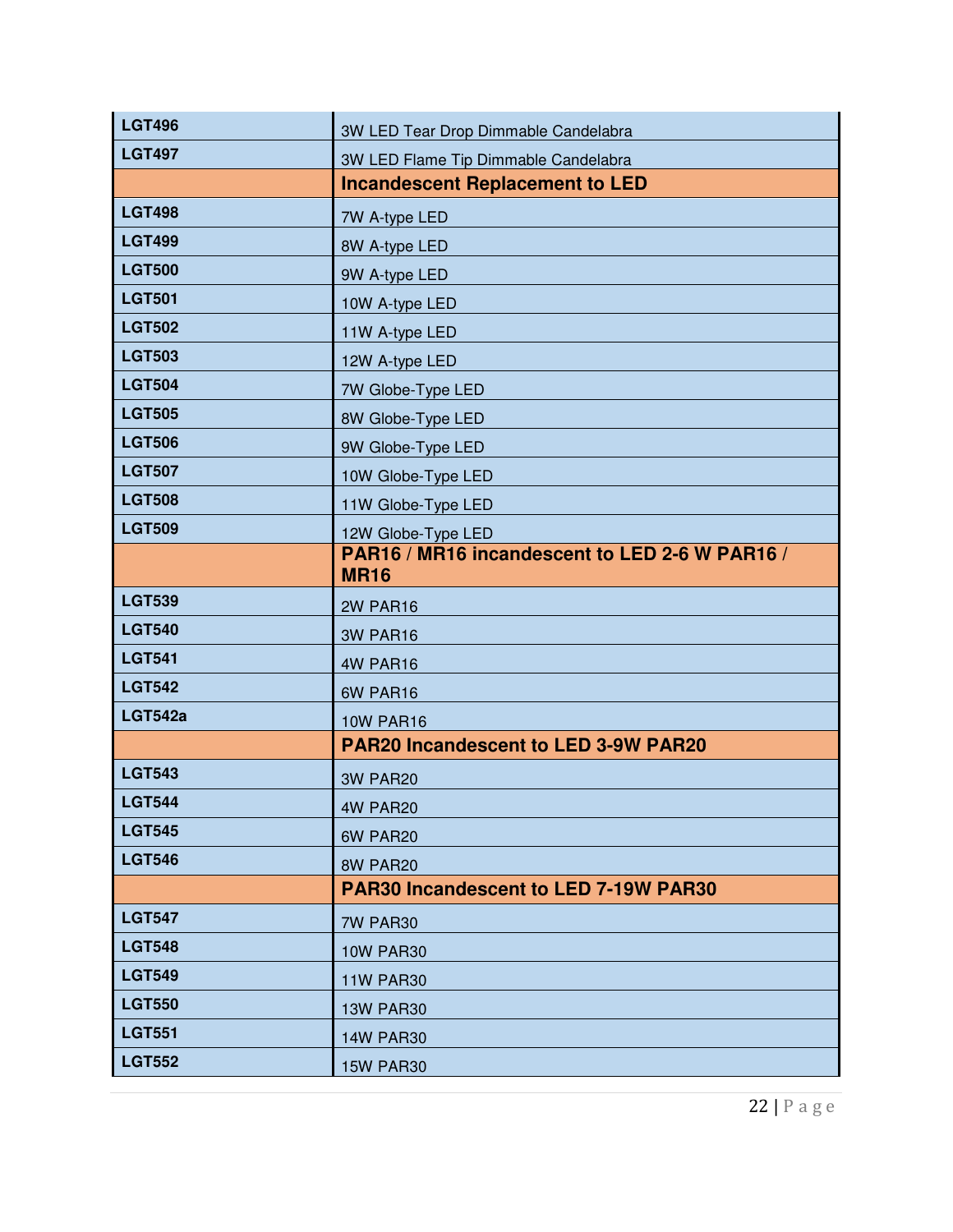| | |
|---|---|
| **LGT496** | 3W LED Tear Drop Dimmable Candelabra |
| **LGT497** | 3W LED Flame Tip Dimmable Candelabra |
| | **Incandescent Replacement to LED** |
| **LGT498** | 7W A-type LED |
| **LGT499** | 8W A-type LED |
| **LGT500** | 9W A-type LED |
| **LGT501** | 10W A-type LED |
| **LGT502** | 11W A-type LED |
| **LGT503** | 12W A-type LED |
| **LGT504** | 7W Globe-Type LED |
| **LGT505** | 8W Globe-Type LED |
| **LGT506** | 9W Globe-Type LED |
| **LGT507** | 10W Globe-Type LED |
| **LGT508** | 11W Globe-Type LED |
| **LGT509** | 12W Globe-Type LED |
| | **PAR16 / MR16 incandescent to LED 2-6 W PAR16 / MR16** |
| **LGT539** | 2W PAR16 |
| **LGT540** | 3W PAR16 |
| **LGT541** | 4W PAR16 |
| **LGT542** | 6W PAR16 |
| **LGT542a** | 10W PAR16 |
| | **PAR20 Incandescent to LED 3-9W PAR20** |
| **LGT543** | 3W PAR20 |
| **LGT544** | 4W PAR20 |
| **LGT545** | 6W PAR20 |
| **LGT546** | 8W PAR20 |
| | **PAR30 Incandescent to LED 7-19W PAR30** |
| **LGT547** | 7W PAR30 |
| **LGT548** | 10W PAR30 |
| **LGT549** | 11W PAR30 |
| **LGT550** | 13W PAR30 |
| **LGT551** | 14W PAR30 |
| **LGT552** | 15W PAR30 |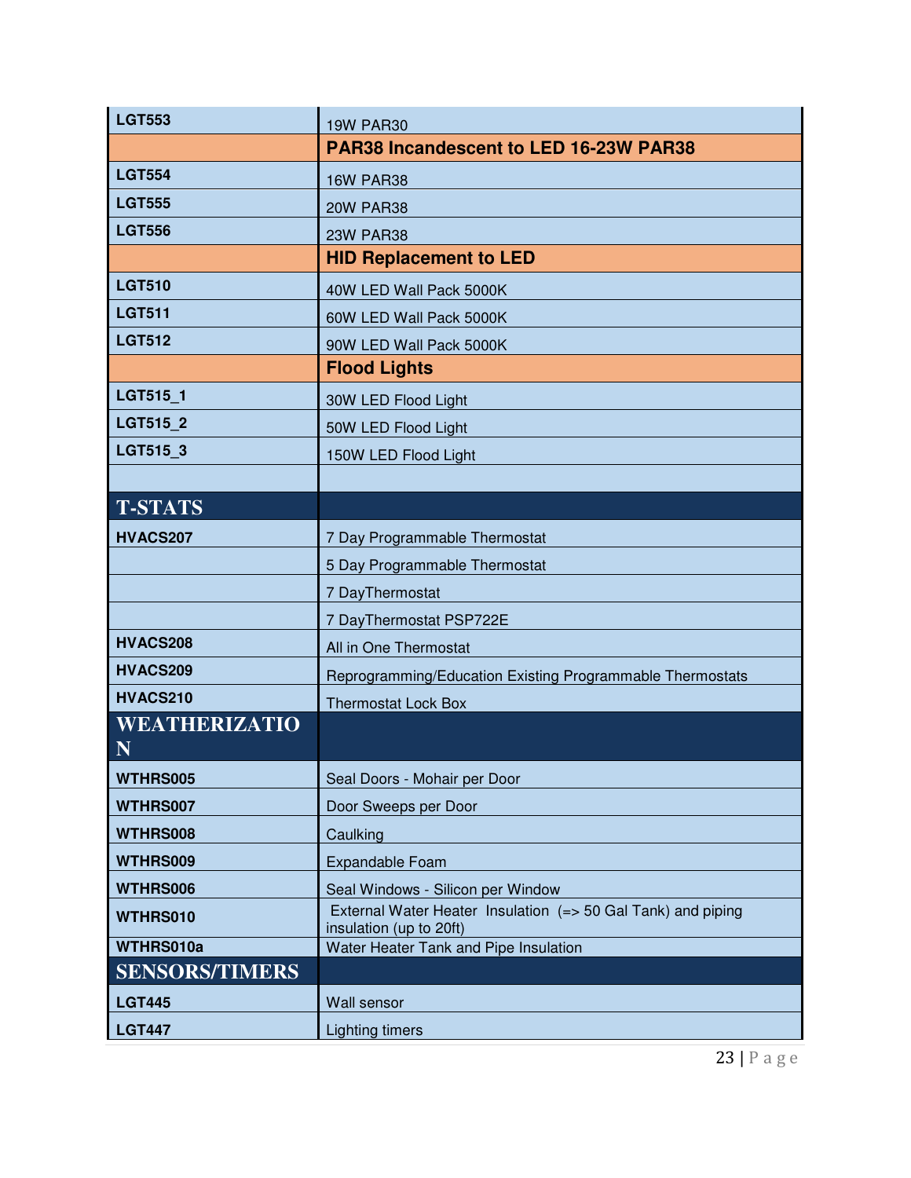| | |
|---|---|
| **LGT553** | 19W PAR30 |
| | **PAR38 Incandescent to LED 16-23W PAR38** |
| **LGT554** | 16W PAR38 |
| **LGT555** | 20W PAR38 |
| **LGT556** | 23W PAR38 |
| | **HID Replacement to LED** |
| **LGT510** | 40W LED Wall Pack 5000K |
| **LGT511** | 60W LED Wall Pack 5000K |
| **LGT512** | 90W LED Wall Pack 5000K |
| | **Flood Lights** |
| **LGT515_1** | 30W LED Flood Light |
| **LGT515_2** | 50W LED Flood Light |
| **LGT515_3** | 150W LED Flood Light |
| | |
| **T-STATS** | |
| **HVACS207** | 7 Day Programmable Thermostat |
| | 5 Day Programmable Thermostat |
| | 7 DayThermostat |
| | 7 DayThermostat PSP722E |
| **HVACS208** | All in One Thermostat |
| **HVACS209** | Reprogramming/Education Existing Programmable Thermostats |
| **HVACS210** | Thermostat Lock Box |
| **WEATHERIZATION** | |
| **WTHRS005** | Seal Doors - Mohair per Door |
| **WTHRS007** | Door Sweeps per Door |
| **WTHRS008** | Caulking |
| **WTHRS009** | Expandable Foam |
| **WTHRS006** | Seal Windows - Silicon per Window |
| **WTHRS010** | External Water Heater Insulation (=> 50 Gal Tank) and piping insulation (up to 20ft) |
| **WTHRS010a** | Water Heater Tank and Pipe Insulation |
| **SENSORS/TIMERS** | |
| **LGT445** | Wall sensor |
| **LGT447** | Lighting timers |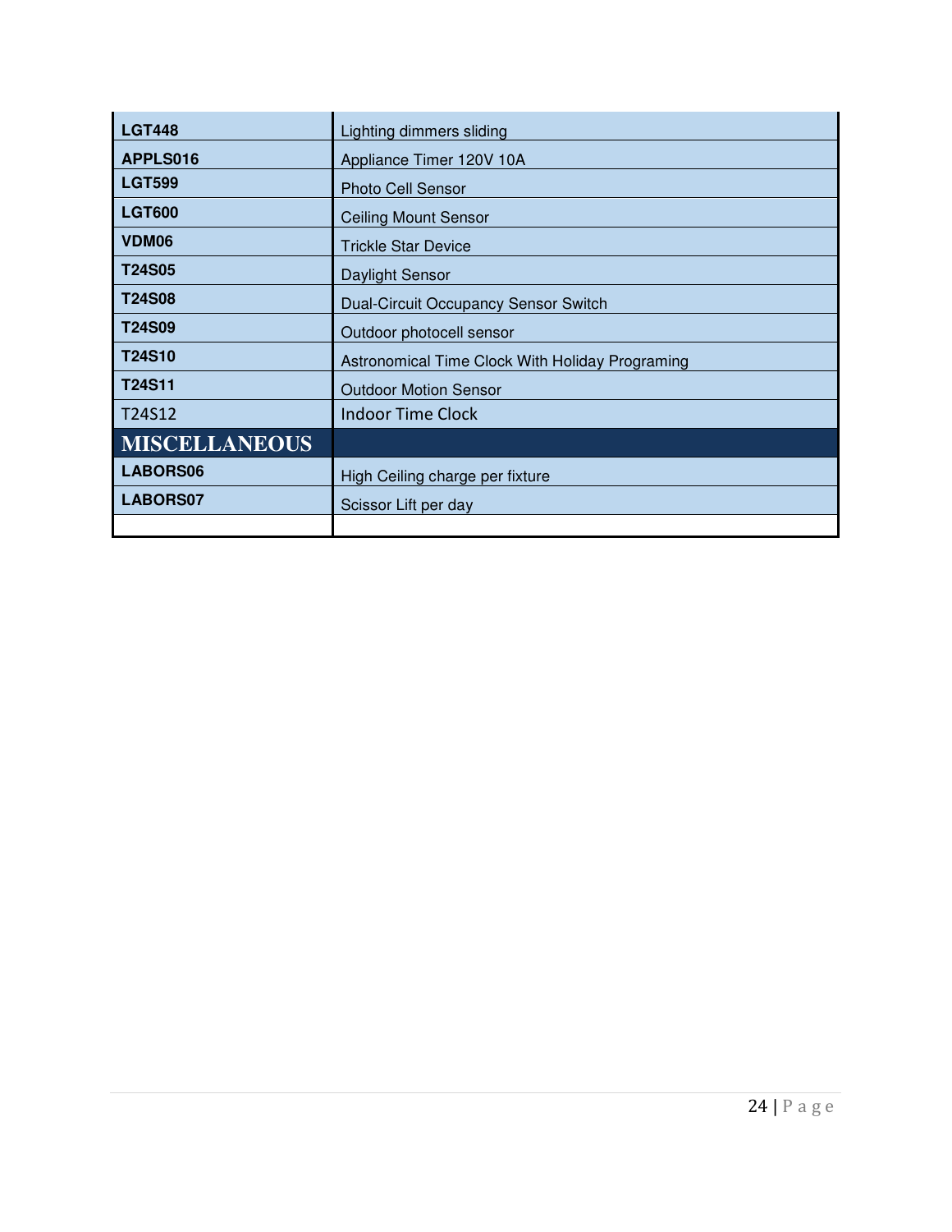| | |
|---|---|
| **LGT448** | Lighting dimmers sliding |
| **APPLS016** | Appliance Timer 120V 10A |
| **LGT599** | Photo Cell Sensor |
| **LGT600** | Ceiling Mount Sensor |
| **VDM06** | Trickle Star Device |
| **T24S05** | Daylight Sensor |
| **T24S08** | Dual-Circuit Occupancy Sensor Switch |
| **T24S09** | Outdoor photocell sensor |
| **T24S10** | Astronomical Time Clock With Holiday Programing |
| **T24S11** | Outdoor Motion Sensor |
| T24S12 | Indoor Time Clock |
| **MISCELLANEOUS** | |
| **LABORS06** | High Ceiling charge per fixture |
| **LABORS07** | Scissor Lift per day |
| | |